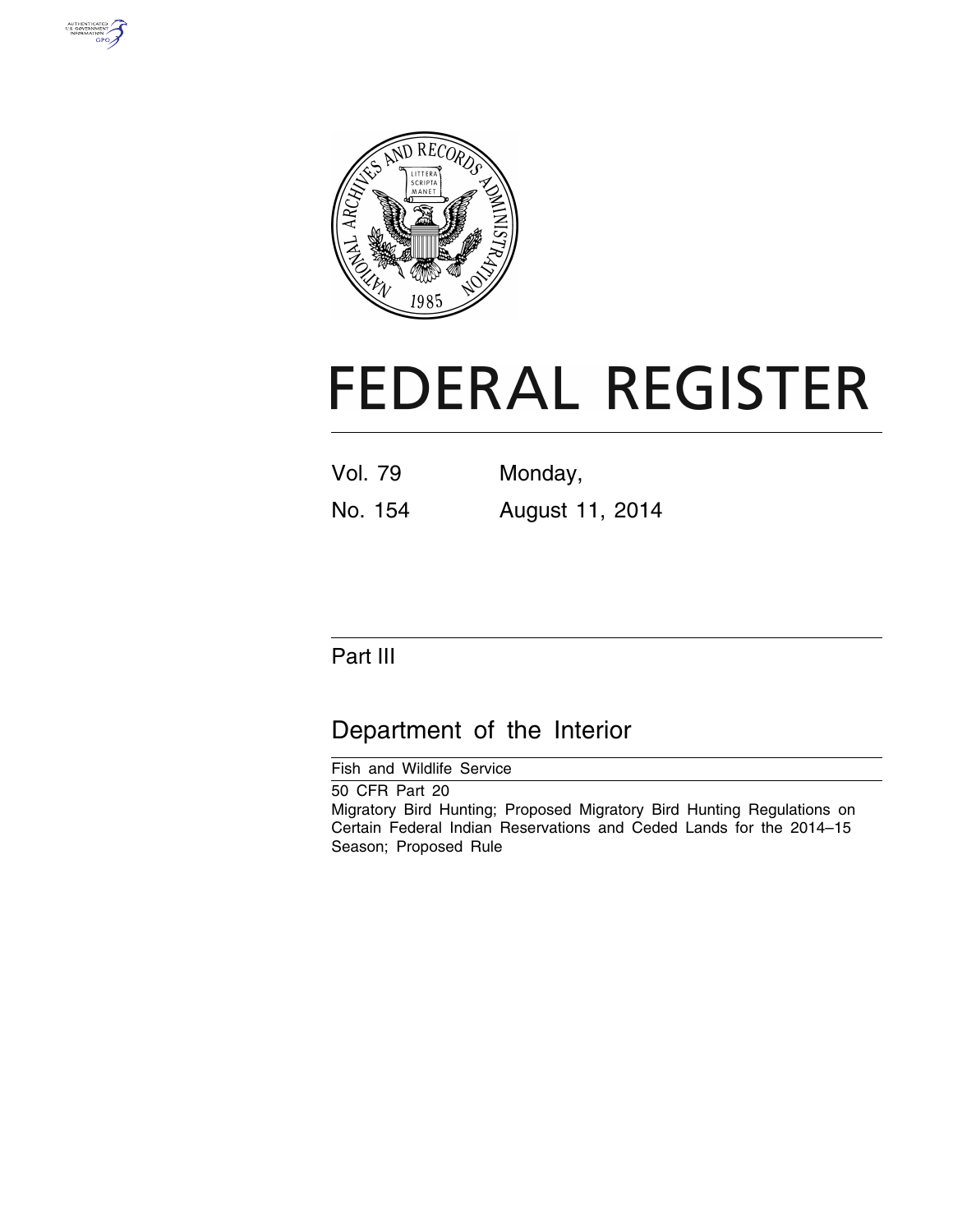# FEDERAL REGISTER

| Vol. 79 | Monday, |
| --- | --- |
| No. 154 | August 11, 2014 |

## Part III

## Department of the Interior

Fish and Wildlife Service

50 CFR Part 20

Migratory Bird Hunting; Proposed Migratory Bird Hunting Regulations on Certain Federal Indian Reservations and Ceded Lands for the 2014–15 Season; Proposed Rule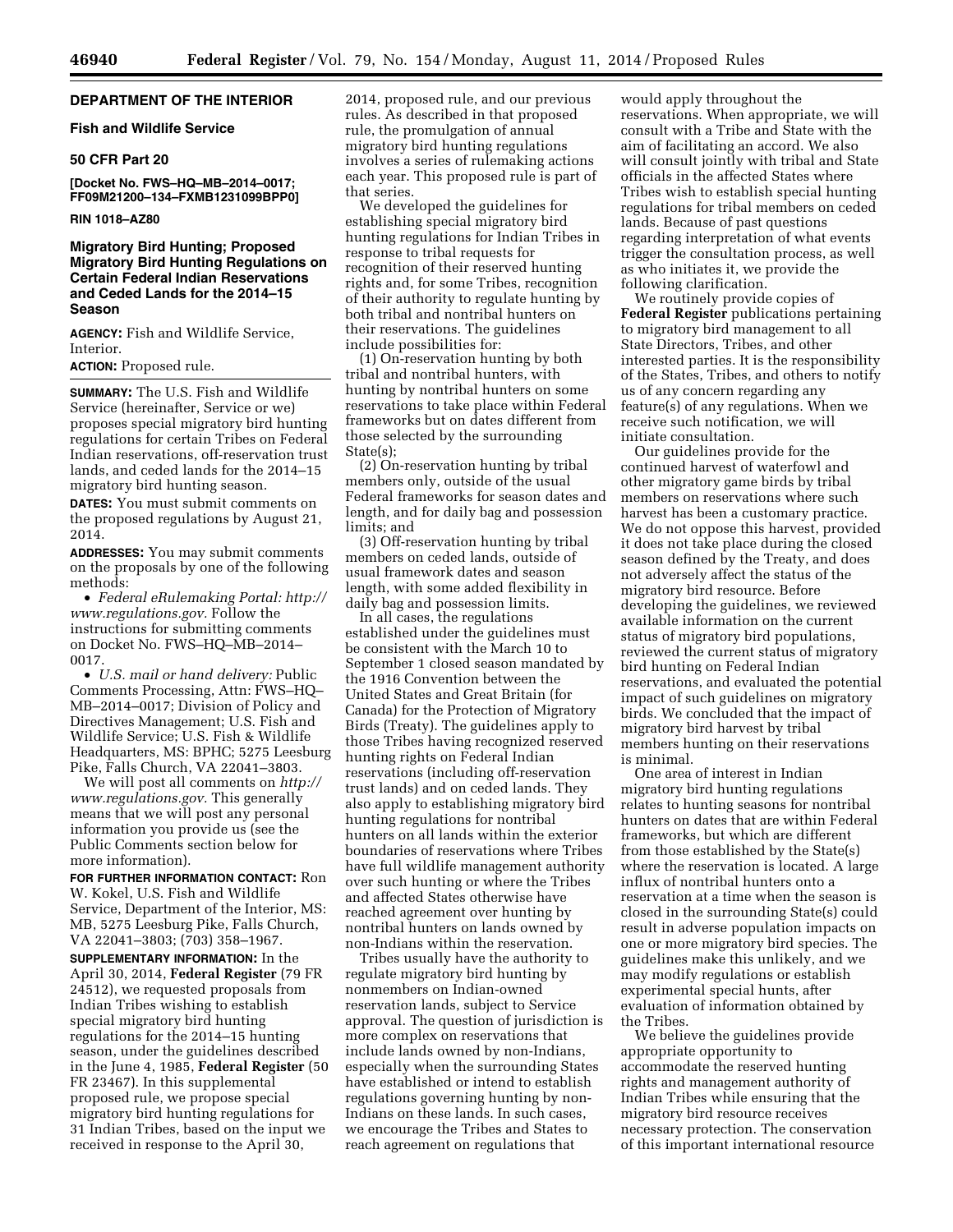**DEPARTMENT OF THE INTERIOR**

**Fish and Wildlife Service**

**50 CFR Part 20**

**[Docket No. FWS–HQ–MB–2014–0017; FF09M21200–134–FXMB1231099BPP0]**

**RIN 1018–AZ80**

# Migratory Bird Hunting; Proposed Migratory Bird Hunting Regulations on Certain Federal Indian Reservations and Ceded Lands for the 2014–15 Season

**AGENCY:** Fish and Wildlife Service, Interior.

**ACTION:** Proposed rule.

**SUMMARY:** The U.S. Fish and Wildlife Service (hereinafter, Service or we) proposes special migratory bird hunting regulations for certain Tribes on Federal Indian reservations, off-reservation trust lands, and ceded lands for the 2014–15 migratory bird hunting season.

**DATES:** You must submit comments on the proposed regulations by August 21, 2014.

**ADDRESSES:** You may submit comments on the proposals by one of the following methods:

- *Federal eRulemaking Portal: http://www.regulations.gov.* Follow the instructions for submitting comments on Docket No. FWS–HQ–MB–2014–0017.
- *U.S. mail or hand delivery:* Public Comments Processing, Attn: FWS–HQ–MB–2014–0017; Division of Policy and Directives Management; U.S. Fish and Wildlife Service; U.S. Fish & Wildlife Headquarters, MS: BPHC; 5275 Leesburg Pike, Falls Church, VA 22041–3803.

We will post all comments on *http://www.regulations.gov.* This generally means that we will post any personal information you provide us (see the Public Comments section below for more information).

**FOR FURTHER INFORMATION CONTACT:** Ron W. Kokel, U.S. Fish and Wildlife Service, Department of the Interior, MS: MB, 5275 Leesburg Pike, Falls Church, VA 22041–3803; (703) 358–1967.

**SUPPLEMENTARY INFORMATION:** In the April 30, 2014, **Federal Register** (79 FR 24512), we requested proposals from Indian Tribes wishing to establish special migratory bird hunting regulations for the 2014–15 hunting season, under the guidelines described in the June 4, 1985, **Federal Register** (50 FR 23467). In this supplemental proposed rule, we propose special migratory bird hunting regulations for 31 Indian Tribes, based on the input we received in response to the April 30, 2014, proposed rule, and our previous rules. As described in that proposed rule, the promulgation of annual migratory bird hunting regulations involves a series of rulemaking actions each year. This proposed rule is part of that series.

We developed the guidelines for establishing special migratory bird hunting regulations for Indian Tribes in response to tribal requests for recognition of their reserved hunting rights and, for some Tribes, recognition of their authority to regulate hunting by both tribal and nontribal hunters on their reservations. The guidelines include possibilities for:

(1) On-reservation hunting by both tribal and nontribal hunters, with hunting by nontribal hunters on some reservations to take place within Federal frameworks but on dates different from those selected by the surrounding State(s);

(2) On-reservation hunting by tribal members only, outside of the usual Federal frameworks for season dates and length, and for daily bag and possession limits; and

(3) Off-reservation hunting by tribal members on ceded lands, outside of usual framework dates and season length, with some added flexibility in daily bag and possession limits.

In all cases, the regulations established under the guidelines must be consistent with the March 10 to September 1 closed season mandated by the 1916 Convention between the United States and Great Britain (for Canada) for the Protection of Migratory Birds (Treaty). The guidelines apply to those Tribes having recognized reserved hunting rights on Federal Indian reservations (including off-reservation trust lands) and on ceded lands. They also apply to establishing migratory bird hunting regulations for nontribal hunters on all lands within the exterior boundaries of reservations where Tribes have full wildlife management authority over such hunting or where the Tribes and affected States otherwise have reached agreement over hunting by nontribal hunters on lands owned by non-Indians within the reservation.

Tribes usually have the authority to regulate migratory bird hunting by nonmembers on Indian-owned reservation lands, subject to Service approval. The question of jurisdiction is more complex on reservations that include lands owned by non-Indians, especially when the surrounding States have established or intend to establish regulations governing hunting by non-Indians on these lands. In such cases, we encourage the Tribes and States to reach agreement on regulations that would apply throughout the reservations. When appropriate, we will consult with a Tribe and State with the aim of facilitating an accord. We also will consult jointly with tribal and State officials in the affected States where Tribes wish to establish special hunting regulations for tribal members on ceded lands. Because of past questions regarding interpretation of what events trigger the consultation process, as well as who initiates it, we provide the following clarification.

We routinely provide copies of **Federal Register** publications pertaining to migratory bird management to all State Directors, Tribes, and other interested parties. It is the responsibility of the States, Tribes, and others to notify us of any concern regarding any feature(s) of any regulations. When we receive such notification, we will initiate consultation.

Our guidelines provide for the continued harvest of waterfowl and other migratory game birds by tribal members on reservations where such harvest has been a customary practice. We do not oppose this harvest, provided it does not take place during the closed season defined by the Treaty, and does not adversely affect the status of the migratory bird resource. Before developing the guidelines, we reviewed available information on the current status of migratory bird populations, reviewed the current status of migratory bird hunting on Federal Indian reservations, and evaluated the potential impact of such guidelines on migratory birds. We concluded that the impact of migratory bird harvest by tribal members hunting on their reservations is minimal.

One area of interest in Indian migratory bird hunting regulations relates to hunting seasons for nontribal hunters on dates that are within Federal frameworks, but which are different from those established by the State(s) where the reservation is located. A large influx of nontribal hunters onto a reservation at a time when the season is closed in the surrounding State(s) could result in adverse population impacts on one or more migratory bird species. The guidelines make this unlikely, and we may modify regulations or establish experimental special hunts, after evaluation of information obtained by the Tribes.

We believe the guidelines provide appropriate opportunity to accommodate the reserved hunting rights and management authority of Indian Tribes while ensuring that the migratory bird resource receives necessary protection. The conservation of this important international resource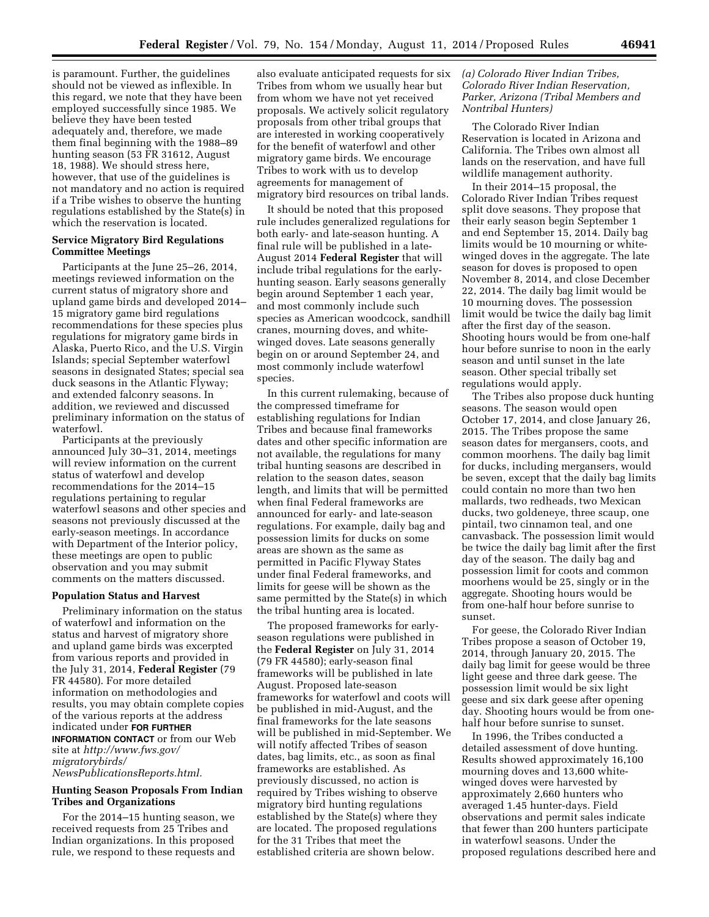is paramount. Further, the guidelines should not be viewed as inflexible. In this regard, we note that they have been employed successfully since 1985. We believe they have been tested adequately and, therefore, we made them final beginning with the 1988–89 hunting season (53 FR 31612, August 18, 1988). We should stress here, however, that use of the guidelines is not mandatory and no action is required if a Tribe wishes to observe the hunting regulations established by the State(s) in which the reservation is located.

### Service Migratory Bird Regulations Committee Meetings

Participants at the June 25–26, 2014, meetings reviewed information on the current status of migratory shore and upland game birds and developed 2014–15 migratory game bird regulations recommendations for these species plus regulations for migratory game birds in Alaska, Puerto Rico, and the U.S. Virgin Islands; special September waterfowl seasons in designated States; special sea duck seasons in the Atlantic Flyway; and extended falconry seasons. In addition, we reviewed and discussed preliminary information on the status of waterfowl.

Participants at the previously announced July 30–31, 2014, meetings will review information on the current status of waterfowl and develop recommendations for the 2014–15 regulations pertaining to regular waterfowl seasons and other species and seasons not previously discussed at the early-season meetings. In accordance with Department of the Interior policy, these meetings are open to public observation and you may submit comments on the matters discussed.

### Population Status and Harvest

Preliminary information on the status of waterfowl and information on the status and harvest of migratory shore and upland game birds was excerpted from various reports and provided in the July 31, 2014, **Federal Register** (79 FR 44580). For more detailed information on methodologies and results, you may obtain complete copies of the various reports at the address indicated under **FOR FURTHER INFORMATION CONTACT** or from our Web site at *http://www.fws.gov/migratorybirds/NewsPublicationsReports.html.*

### Hunting Season Proposals From Indian Tribes and Organizations

For the 2014–15 hunting season, we received requests from 25 Tribes and Indian organizations. In this proposed rule, we respond to these requests and also evaluate anticipated requests for six Tribes from whom we usually hear but from whom we have not yet received proposals. We actively solicit regulatory proposals from other tribal groups that are interested in working cooperatively for the benefit of waterfowl and other migratory game birds. We encourage Tribes to work with us to develop agreements for management of migratory bird resources on tribal lands.

It should be noted that this proposed rule includes generalized regulations for both early- and late-season hunting. A final rule will be published in a late-August 2014 **Federal Register** that will include tribal regulations for the early-hunting season. Early seasons generally begin around September 1 each year, and most commonly include such species as American woodcock, sandhill cranes, mourning doves, and white-winged doves. Late seasons generally begin on or around September 24, and most commonly include waterfowl species.

In this current rulemaking, because of the compressed timeframe for establishing regulations for Indian Tribes and because final frameworks dates and other specific information are not available, the regulations for many tribal hunting seasons are described in relation to the season dates, season length, and limits that will be permitted when final Federal frameworks are announced for early- and late-season regulations. For example, daily bag and possession limits for ducks on some areas are shown as the same as permitted in Pacific Flyway States under final Federal frameworks, and limits for geese will be shown as the same permitted by the State(s) in which the tribal hunting area is located.

The proposed frameworks for early-season regulations were published in the **Federal Register** on July 31, 2014 (79 FR 44580); early-season final frameworks will be published in late August. Proposed late-season frameworks for waterfowl and coots will be published in mid-August, and the final frameworks for the late seasons will be published in mid-September. We will notify affected Tribes of season dates, bag limits, etc., as soon as final frameworks are established. As previously discussed, no action is required by Tribes wishing to observe migratory bird hunting regulations established by the State(s) where they are located. The proposed regulations for the 31 Tribes that meet the established criteria are shown below.

*(a) Colorado River Indian Tribes, Colorado River Indian Reservation, Parker, Arizona (Tribal Members and Nontribal Hunters)*

The Colorado River Indian Reservation is located in Arizona and California. The Tribes own almost all lands on the reservation, and have full wildlife management authority.

In their 2014–15 proposal, the Colorado River Indian Tribes request split dove seasons. They propose that their early season begin September 1 and end September 15, 2014. Daily bag limits would be 10 mourning or white-winged doves in the aggregate. The late season for doves is proposed to open November 8, 2014, and close December 22, 2014. The daily bag limit would be 10 mourning doves. The possession limit would be twice the daily bag limit after the first day of the season. Shooting hours would be from one-half hour before sunrise to noon in the early season and until sunset in the late season. Other special tribally set regulations would apply.

The Tribes also propose duck hunting seasons. The season would open October 17, 2014, and close January 26, 2015. The Tribes propose the same season dates for mergansers, coots, and common moorhens. The daily bag limit for ducks, including mergansers, would be seven, except that the daily bag limits could contain no more than two hen mallards, two redheads, two Mexican ducks, two goldeneye, three scaup, one pintail, two cinnamon teal, and one canvasback. The possession limit would be twice the daily bag limit after the first day of the season. The daily bag and possession limit for coots and common moorhens would be 25, singly or in the aggregate. Shooting hours would be from one-half hour before sunrise to sunset.

For geese, the Colorado River Indian Tribes propose a season of October 19, 2014, through January 20, 2015. The daily bag limit for geese would be three light geese and three dark geese. The possession limit would be six light geese and six dark geese after opening day. Shooting hours would be from one-half hour before sunrise to sunset.

In 1996, the Tribes conducted a detailed assessment of dove hunting. Results showed approximately 16,100 mourning doves and 13,600 white-winged doves were harvested by approximately 2,660 hunters who averaged 1.45 hunter-days. Field observations and permit sales indicate that fewer than 200 hunters participate in waterfowl seasons. Under the proposed regulations described here and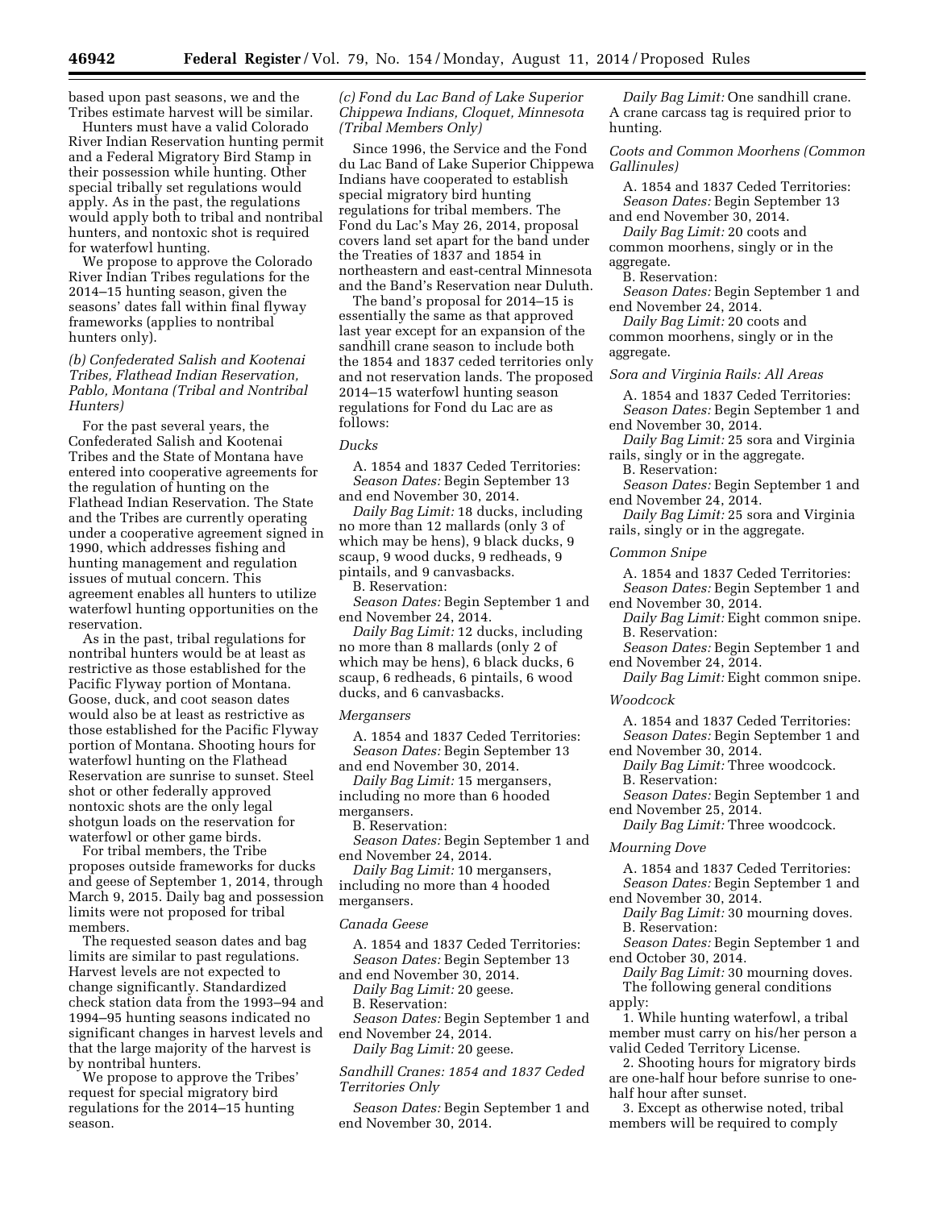based upon past seasons, we and the Tribes estimate harvest will be similar.

Hunters must have a valid Colorado River Indian Reservation hunting permit and a Federal Migratory Bird Stamp in their possession while hunting. Other special tribally set regulations would apply. As in the past, the regulations would apply both to tribal and nontribal hunters, and nontoxic shot is required for waterfowl hunting.

We propose to approve the Colorado River Indian Tribes regulations for the 2014–15 hunting season, given the seasons' dates fall within final flyway frameworks (applies to nontribal hunters only).

*(b) Confederated Salish and Kootenai Tribes, Flathead Indian Reservation, Pablo, Montana (Tribal and Nontribal Hunters)*

For the past several years, the Confederated Salish and Kootenai Tribes and the State of Montana have entered into cooperative agreements for the regulation of hunting on the Flathead Indian Reservation. The State and the Tribes are currently operating under a cooperative agreement signed in 1990, which addresses fishing and hunting management and regulation issues of mutual concern. This agreement enables all hunters to utilize waterfowl hunting opportunities on the reservation.

As in the past, tribal regulations for nontribal hunters would be at least as restrictive as those established for the Pacific Flyway portion of Montana. Goose, duck, and coot season dates would also be at least as restrictive as those established for the Pacific Flyway portion of Montana. Shooting hours for waterfowl hunting on the Flathead Reservation are sunrise to sunset. Steel shot or other federally approved nontoxic shots are the only legal shotgun loads on the reservation for waterfowl or other game birds.

For tribal members, the Tribe proposes outside frameworks for ducks and geese of September 1, 2014, through March 9, 2015. Daily bag and possession limits were not proposed for tribal members.

The requested season dates and bag limits are similar to past regulations. Harvest levels are not expected to change significantly. Standardized check station data from the 1993–94 and 1994–95 hunting seasons indicated no significant changes in harvest levels and that the large majority of the harvest is by nontribal hunters.

We propose to approve the Tribes' request for special migratory bird regulations for the 2014–15 hunting season.

*(c) Fond du Lac Band of Lake Superior Chippewa Indians, Cloquet, Minnesota (Tribal Members Only)*

Since 1996, the Service and the Fond du Lac Band of Lake Superior Chippewa Indians have cooperated to establish special migratory bird hunting regulations for tribal members. The Fond du Lac's May 26, 2014, proposal covers land set apart for the band under the Treaties of 1837 and 1854 in northeastern and east-central Minnesota and the Band's Reservation near Duluth.

The band's proposal for 2014–15 is essentially the same as that approved last year except for an expansion of the sandhill crane season to include both the 1854 and 1837 ceded territories only and not reservation lands. The proposed 2014–15 waterfowl hunting season regulations for Fond du Lac are as follows:

*Ducks*

A. 1854 and 1837 Ceded Territories:

*Season Dates:* Begin September 13 and end November 30, 2014.

*Daily Bag Limit:* 18 ducks, including no more than 12 mallards (only 3 of which may be hens), 9 black ducks, 9 scaup, 9 wood ducks, 9 redheads, 9 pintails, and 9 canvasbacks.

B. Reservation:

*Season Dates:* Begin September 1 and end November 24, 2014.

*Daily Bag Limit:* 12 ducks, including no more than 8 mallards (only 2 of which may be hens), 6 black ducks, 6 scaup, 6 redheads, 6 pintails, 6 wood ducks, and 6 canvasbacks.

*Mergansers*

A. 1854 and 1837 Ceded Territories:

*Season Dates:* Begin September 13 and end November 30, 2014.

*Daily Bag Limit:* 15 mergansers, including no more than 6 hooded mergansers.

B. Reservation:

*Season Dates:* Begin September 1 and end November 24, 2014.

*Daily Bag Limit:* 10 mergansers, including no more than 4 hooded mergansers.

*Canada Geese*

A. 1854 and 1837 Ceded Territories:

*Season Dates:* Begin September 13 and end November 30, 2014.

*Daily Bag Limit:* 20 geese.

B. Reservation:

*Season Dates:* Begin September 1 and end November 24, 2014.

*Daily Bag Limit:* 20 geese.

*Sandhill Cranes: 1854 and 1837 Ceded Territories Only*

*Season Dates:* Begin September 1 and end November 30, 2014.

*Daily Bag Limit:* One sandhill crane. A crane carcass tag is required prior to hunting.

*Coots and Common Moorhens (Common Gallinules)*

A. 1854 and 1837 Ceded Territories:

*Season Dates:* Begin September 13 and end November 30, 2014.

*Daily Bag Limit:* 20 coots and common moorhens, singly or in the aggregate.

B. Reservation:

*Season Dates:* Begin September 1 and end November 24, 2014.

*Daily Bag Limit:* 20 coots and common moorhens, singly or in the aggregate.

*Sora and Virginia Rails: All Areas*

A. 1854 and 1837 Ceded Territories:

*Season Dates:* Begin September 1 and end November 30, 2014.

*Daily Bag Limit:* 25 sora and Virginia rails, singly or in the aggregate.

B. Reservation:

*Season Dates:* Begin September 1 and end November 24, 2014.

*Daily Bag Limit:* 25 sora and Virginia rails, singly or in the aggregate.

*Common Snipe*

A. 1854 and 1837 Ceded Territories:

*Season Dates:* Begin September 1 and end November 30, 2014.

*Daily Bag Limit:* Eight common snipe.

B. Reservation:

*Season Dates:* Begin September 1 and end November 24, 2014.

*Daily Bag Limit:* Eight common snipe.

*Woodcock*

A. 1854 and 1837 Ceded Territories:

*Season Dates:* Begin September 1 and end November 30, 2014.

*Daily Bag Limit:* Three woodcock.

B. Reservation:

*Season Dates:* Begin September 1 and end November 25, 2014.

*Daily Bag Limit:* Three woodcock.

*Mourning Dove*

A. 1854 and 1837 Ceded Territories:

*Season Dates:* Begin September 1 and end November 30, 2014.

*Daily Bag Limit:* 30 mourning doves.

B. Reservation:

*Season Dates:* Begin September 1 and end October 30, 2014.

*Daily Bag Limit:* 30 mourning doves.

The following general conditions apply:

1. While hunting waterfowl, a tribal member must carry on his/her person a valid Ceded Territory License.

2. Shooting hours for migratory birds are one-half hour before sunrise to one-half hour after sunset.

3. Except as otherwise noted, tribal members will be required to comply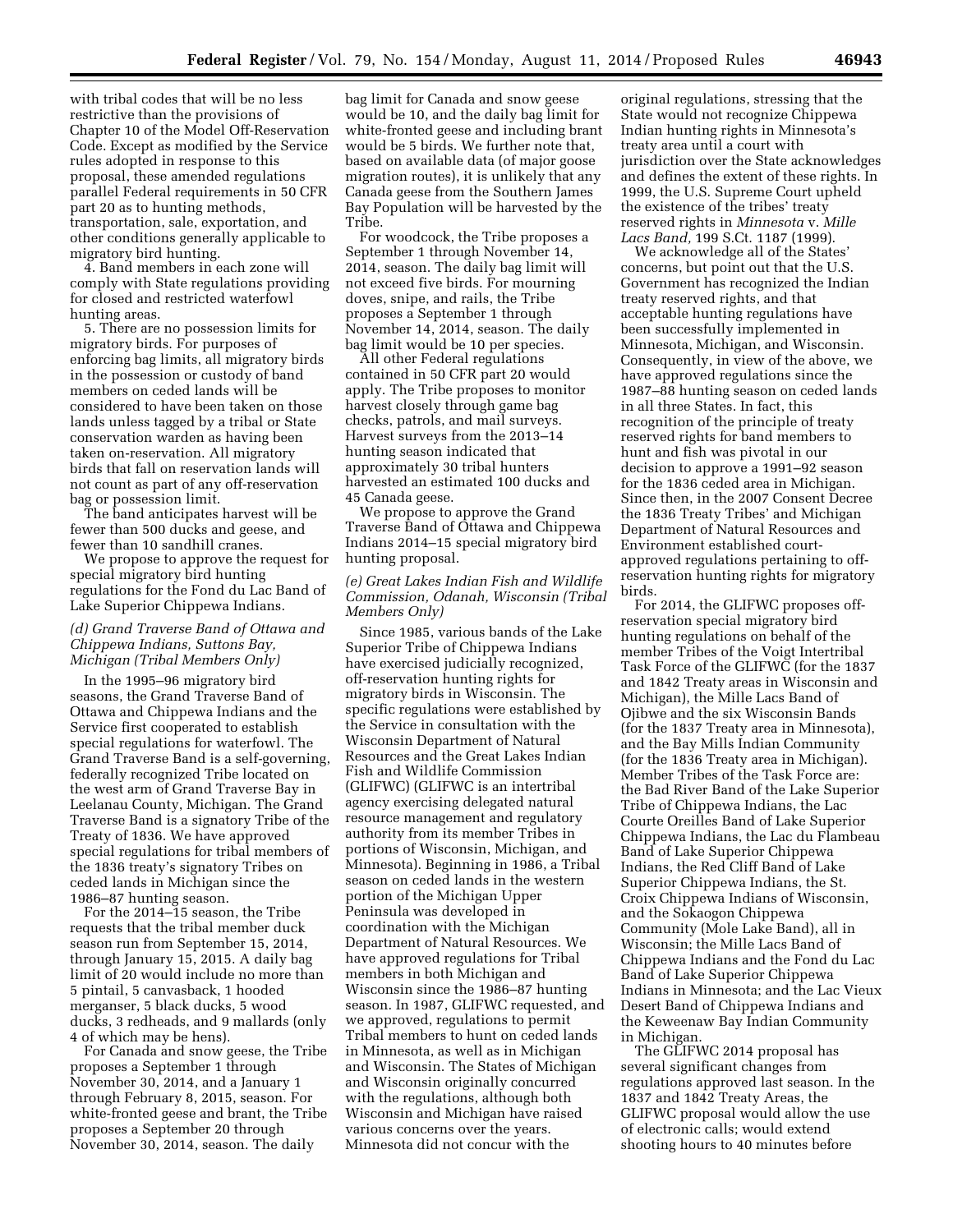with tribal codes that will be no less restrictive than the provisions of Chapter 10 of the Model Off-Reservation Code. Except as modified by the Service rules adopted in response to this proposal, these amended regulations parallel Federal requirements in 50 CFR part 20 as to hunting methods, transportation, sale, exportation, and other conditions generally applicable to migratory bird hunting.

4. Band members in each zone will comply with State regulations providing for closed and restricted waterfowl hunting areas.

5. There are no possession limits for migratory birds. For purposes of enforcing bag limits, all migratory birds in the possession or custody of band members on ceded lands will be considered to have been taken on those lands unless tagged by a tribal or State conservation warden as having been taken on-reservation. All migratory birds that fall on reservation lands will not count as part of any off-reservation bag or possession limit.

The band anticipates harvest will be fewer than 500 ducks and geese, and fewer than 10 sandhill cranes.

We propose to approve the request for special migratory bird hunting regulations for the Fond du Lac Band of Lake Superior Chippewa Indians.

*(d) Grand Traverse Band of Ottawa and Chippewa Indians, Suttons Bay, Michigan (Tribal Members Only)*

In the 1995–96 migratory bird seasons, the Grand Traverse Band of Ottawa and Chippewa Indians and the Service first cooperated to establish special regulations for waterfowl. The Grand Traverse Band is a self-governing, federally recognized Tribe located on the west arm of Grand Traverse Bay in Leelanau County, Michigan. The Grand Traverse Band is a signatory Tribe of the Treaty of 1836. We have approved special regulations for tribal members of the 1836 treaty's signatory Tribes on ceded lands in Michigan since the 1986–87 hunting season.

For the 2014–15 season, the Tribe requests that the tribal member duck season run from September 15, 2014, through January 15, 2015. A daily bag limit of 20 would include no more than 5 pintail, 5 canvasback, 1 hooded merganser, 5 black ducks, 5 wood ducks, 3 redheads, and 9 mallards (only 4 of which may be hens).

For Canada and snow geese, the Tribe proposes a September 1 through November 30, 2014, and a January 1 through February 8, 2015, season. For white-fronted geese and brant, the Tribe proposes a September 20 through November 30, 2014, season. The daily bag limit for Canada and snow geese would be 10, and the daily bag limit for white-fronted geese and including brant would be 5 birds. We further note that, based on available data (of major goose migration routes), it is unlikely that any Canada geese from the Southern James Bay Population will be harvested by the Tribe.

For woodcock, the Tribe proposes a September 1 through November 14, 2014, season. The daily bag limit will not exceed five birds. For mourning doves, snipe, and rails, the Tribe proposes a September 1 through November 14, 2014, season. The daily bag limit would be 10 per species.

All other Federal regulations contained in 50 CFR part 20 would apply. The Tribe proposes to monitor harvest closely through game bag checks, patrols, and mail surveys. Harvest surveys from the 2013–14 hunting season indicated that approximately 30 tribal hunters harvested an estimated 100 ducks and 45 Canada geese.

We propose to approve the Grand Traverse Band of Ottawa and Chippewa Indians 2014–15 special migratory bird hunting proposal.

*(e) Great Lakes Indian Fish and Wildlife Commission, Odanah, Wisconsin (Tribal Members Only)*

Since 1985, various bands of the Lake Superior Tribe of Chippewa Indians have exercised judicially recognized, off-reservation hunting rights for migratory birds in Wisconsin. The specific regulations were established by the Service in consultation with the Wisconsin Department of Natural Resources and the Great Lakes Indian Fish and Wildlife Commission (GLIFWC) (GLIFWC is an intertribal agency exercising delegated natural resource management and regulatory authority from its member Tribes in portions of Wisconsin, Michigan, and Minnesota). Beginning in 1986, a Tribal season on ceded lands in the western portion of the Michigan Upper Peninsula was developed in coordination with the Michigan Department of Natural Resources. We have approved regulations for Tribal members in both Michigan and Wisconsin since the 1986–87 hunting season. In 1987, GLIFWC requested, and we approved, regulations to permit Tribal members to hunt on ceded lands in Minnesota, as well as in Michigan and Wisconsin. The States of Michigan and Wisconsin originally concurred with the regulations, although both Wisconsin and Michigan have raised various concerns over the years. Minnesota did not concur with the original regulations, stressing that the State would not recognize Chippewa Indian hunting rights in Minnesota's treaty area until a court with jurisdiction over the State acknowledges and defines the extent of these rights. In 1999, the U.S. Supreme Court upheld the existence of the tribes' treaty reserved rights in *Minnesota* v. *Mille Lacs Band*, 199 S.Ct. 1187 (1999).

We acknowledge all of the States' concerns, but point out that the U.S. Government has recognized the Indian treaty reserved rights, and that acceptable hunting regulations have been successfully implemented in Minnesota, Michigan, and Wisconsin. Consequently, in view of the above, we have approved regulations since the 1987–88 hunting season on ceded lands in all three States. In fact, this recognition of the principle of treaty reserved rights for band members to hunt and fish was pivotal in our decision to approve a 1991–92 season for the 1836 ceded area in Michigan. Since then, in the 2007 Consent Decree the 1836 Treaty Tribes' and Michigan Department of Natural Resources and Environment established court-approved regulations pertaining to off-reservation hunting rights for migratory birds.

For 2014, the GLIFWC proposes off-reservation special migratory bird hunting regulations on behalf of the member Tribes of the Voigt Intertribal Task Force of the GLIFWC (for the 1837 and 1842 Treaty areas in Wisconsin and Michigan), the Mille Lacs Band of Ojibwe and the six Wisconsin Bands (for the 1837 Treaty area in Minnesota), and the Bay Mills Indian Community (for the 1836 Treaty area in Michigan). Member Tribes of the Task Force are: the Bad River Band of the Lake Superior Tribe of Chippewa Indians, the Lac Courte Oreilles Band of Lake Superior Chippewa Indians, the Lac du Flambeau Band of Lake Superior Chippewa Indians, the Red Cliff Band of Lake Superior Chippewa Indians, the St. Croix Chippewa Indians of Wisconsin, and the Sokaogon Chippewa Community (Mole Lake Band), all in Wisconsin; the Mille Lacs Band of Chippewa Indians and the Fond du Lac Band of Lake Superior Chippewa Indians in Minnesota; and the Lac Vieux Desert Band of Chippewa Indians and the Keweenaw Bay Indian Community in Michigan.

The GLIFWC 2014 proposal has several significant changes from regulations approved last season. In the 1837 and 1842 Treaty Areas, the GLIFWC proposal would allow the use of electronic calls; would extend shooting hours to 40 minutes before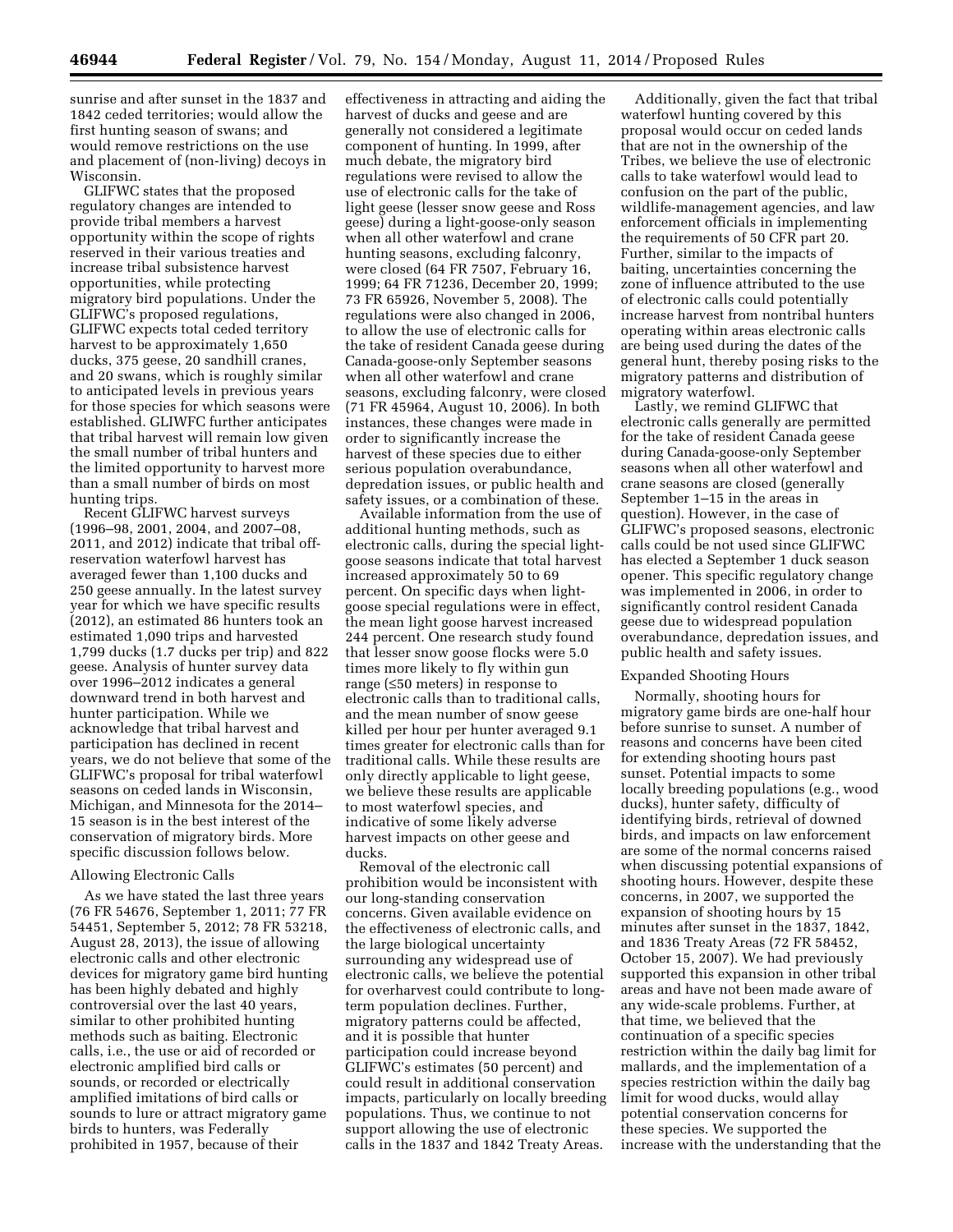sunrise and after sunset in the 1837 and 1842 ceded territories; would allow the first hunting season of swans; and would remove restrictions on the use and placement of (non-living) decoys in Wisconsin.

GLIFWC states that the proposed regulatory changes are intended to provide tribal members a harvest opportunity within the scope of rights reserved in their various treaties and increase tribal subsistence harvest opportunities, while protecting migratory bird populations. Under the GLIFWC's proposed regulations, GLIFWC expects total ceded territory harvest to be approximately 1,650 ducks, 375 geese, 20 sandhill cranes, and 20 swans, which is roughly similar to anticipated levels in previous years for those species for which seasons were established. GLIWFC further anticipates that tribal harvest will remain low given the small number of tribal hunters and the limited opportunity to harvest more than a small number of birds on most hunting trips.

Recent GLIFWC harvest surveys (1996–98, 2001, 2004, and 2007–08, 2011, and 2012) indicate that tribal off-reservation waterfowl harvest has averaged fewer than 1,100 ducks and 250 geese annually. In the latest survey year for which we have specific results (2012), an estimated 86 hunters took an estimated 1,090 trips and harvested 1,799 ducks (1.7 ducks per trip) and 822 geese. Analysis of hunter survey data over 1996–2012 indicates a general downward trend in both harvest and hunter participation. While we acknowledge that tribal harvest and participation has declined in recent years, we do not believe that some of the GLIFWC's proposal for tribal waterfowl seasons on ceded lands in Wisconsin, Michigan, and Minnesota for the 2014–15 season is in the best interest of the conservation of migratory birds. More specific discussion follows below.

Allowing Electronic Calls

As we have stated the last three years (76 FR 54676, September 1, 2011; 77 FR 54451, September 5, 2012; 78 FR 53218, August 28, 2013), the issue of allowing electronic calls and other electronic devices for migratory game bird hunting has been highly debated and highly controversial over the last 40 years, similar to other prohibited hunting methods such as baiting. Electronic calls, i.e., the use or aid of recorded or electronic amplified bird calls or sounds, or recorded or electrically amplified imitations of bird calls or sounds to lure or attract migratory game birds to hunters, was Federally prohibited in 1957, because of their effectiveness in attracting and aiding the harvest of ducks and geese and are generally not considered a legitimate component of hunting. In 1999, after much debate, the migratory bird regulations were revised to allow the use of electronic calls for the take of light geese (lesser snow geese and Ross geese) during a light-goose-only season when all other waterfowl and crane hunting seasons, excluding falconry, were closed (64 FR 7507, February 16, 1999; 64 FR 71236, December 20, 1999; 73 FR 65926, November 5, 2008). The regulations were also changed in 2006, to allow the use of electronic calls for the take of resident Canada geese during Canada-goose-only September seasons when all other waterfowl and crane seasons, excluding falconry, were closed (71 FR 45964, August 10, 2006). In both instances, these changes were made in order to significantly increase the harvest of these species due to either serious population overabundance, depredation issues, or public health and safety issues, or a combination of these.

Available information from the use of additional hunting methods, such as electronic calls, during the special light-goose seasons indicate that total harvest increased approximately 50 to 69 percent. On specific days when light-goose special regulations were in effect, the mean light goose harvest increased 244 percent. One research study found that lesser snow goose flocks were 5.0 times more likely to fly within gun range (≤50 meters) in response to electronic calls than to traditional calls, and the mean number of snow geese killed per hour per hunter averaged 9.1 times greater for electronic calls than for traditional calls. While these results are only directly applicable to light geese, we believe these results are applicable to most waterfowl species, and indicative of some likely adverse harvest impacts on other geese and ducks.

Removal of the electronic call prohibition would be inconsistent with our long-standing conservation concerns. Given available evidence on the effectiveness of electronic calls, and the large biological uncertainty surrounding any widespread use of electronic calls, we believe the potential for overharvest could contribute to long-term population declines. Further, migratory patterns could be affected, and it is possible that hunter participation could increase beyond GLIFWC's estimates (50 percent) and could result in additional conservation impacts, particularly on locally breeding populations. Thus, we continue to not support allowing the use of electronic calls in the 1837 and 1842 Treaty Areas.

Additionally, given the fact that tribal waterfowl hunting covered by this proposal would occur on ceded lands that are not in the ownership of the Tribes, we believe the use of electronic calls to take waterfowl would lead to confusion on the part of the public, wildlife-management agencies, and law enforcement officials in implementing the requirements of 50 CFR part 20. Further, similar to the impacts of baiting, uncertainties concerning the zone of influence attributed to the use of electronic calls could potentially increase harvest from nontribal hunters operating within areas electronic calls are being used during the dates of the general hunt, thereby posing risks to the migratory patterns and distribution of migratory waterfowl.

Lastly, we remind GLIFWC that electronic calls generally are permitted for the take of resident Canada geese during Canada-goose-only September seasons when all other waterfowl and crane seasons are closed (generally September 1–15 in the areas in question). However, in the case of GLIFWC's proposed seasons, electronic calls could be not used since GLIFWC has elected a September 1 duck season opener. This specific regulatory change was implemented in 2006, in order to significantly control resident Canada geese due to widespread population overabundance, depredation issues, and public health and safety issues.

Expanded Shooting Hours

Normally, shooting hours for migratory game birds are one-half hour before sunrise to sunset. A number of reasons and concerns have been cited for extending shooting hours past sunset. Potential impacts to some locally breeding populations (e.g., wood ducks), hunter safety, difficulty of identifying birds, retrieval of downed birds, and impacts on law enforcement are some of the normal concerns raised when discussing potential expansions of shooting hours. However, despite these concerns, in 2007, we supported the expansion of shooting hours by 15 minutes after sunset in the 1837, 1842, and 1836 Treaty Areas (72 FR 58452, October 15, 2007). We had previously supported this expansion in other tribal areas and have not been made aware of any wide-scale problems. Further, at that time, we believed that the continuation of a specific species restriction within the daily bag limit for mallards, and the implementation of a species restriction within the daily bag limit for wood ducks, would allay potential conservation concerns for these species. We supported the increase with the understanding that the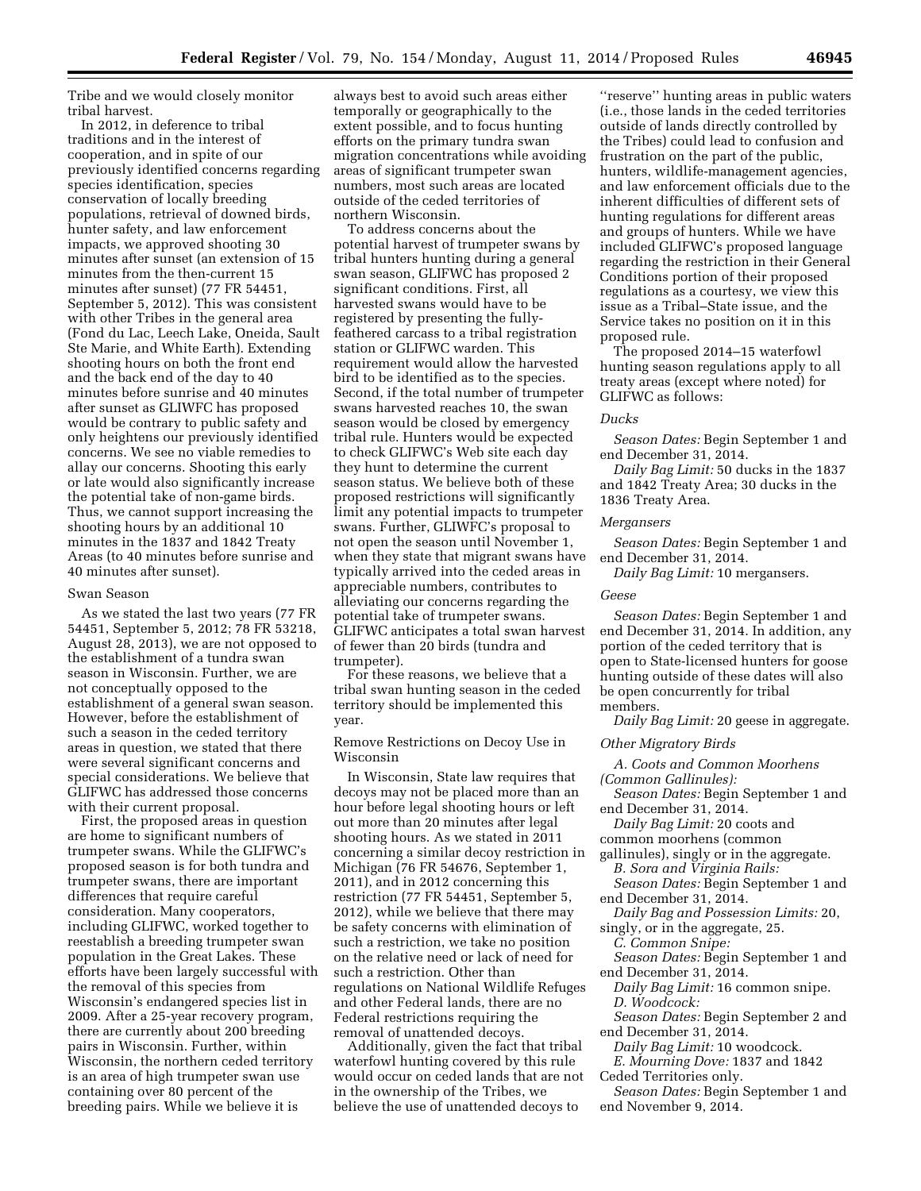Tribe and we would closely monitor tribal harvest.

In 2012, in deference to tribal traditions and in the interest of cooperation, and in spite of our previously identified concerns regarding species identification, species conservation of locally breeding populations, retrieval of downed birds, hunter safety, and law enforcement impacts, we approved shooting 30 minutes after sunset (an extension of 15 minutes from the then-current 15 minutes after sunset) (77 FR 54451, September 5, 2012). This was consistent with other Tribes in the general area (Fond du Lac, Leech Lake, Oneida, Sault Ste Marie, and White Earth). Extending shooting hours on both the front end and the back end of the day to 40 minutes before sunrise and 40 minutes after sunset as GLIWFC has proposed would be contrary to public safety and only heightens our previously identified concerns. We see no viable remedies to allay our concerns. Shooting this early or late would also significantly increase the potential take of non-game birds. Thus, we cannot support increasing the shooting hours by an additional 10 minutes in the 1837 and 1842 Treaty Areas (to 40 minutes before sunrise and 40 minutes after sunset).

Swan Season

As we stated the last two years (77 FR 54451, September 5, 2012; 78 FR 53218, August 28, 2013), we are not opposed to the establishment of a tundra swan season in Wisconsin. Further, we are not conceptually opposed to the establishment of a general swan season. However, before the establishment of such a season in the ceded territory areas in question, we stated that there were several significant concerns and special considerations. We believe that GLIFWC has addressed those concerns with their current proposal.

First, the proposed areas in question are home to significant numbers of trumpeter swans. While the GLIFWC's proposed season is for both tundra and trumpeter swans, there are important differences that require careful consideration. Many cooperators, including GLIFWC, worked together to reestablish a breeding trumpeter swan population in the Great Lakes. These efforts have been largely successful with the removal of this species from Wisconsin's endangered species list in 2009. After a 25-year recovery program, there are currently about 200 breeding pairs in Wisconsin. Further, within Wisconsin, the northern ceded territory is an area of high trumpeter swan use containing over 80 percent of the breeding pairs. While we believe it is always best to avoid such areas either temporally or geographically to the extent possible, and to focus hunting efforts on the primary tundra swan migration concentrations while avoiding areas of significant trumpeter swan numbers, most such areas are located outside of the ceded territories of northern Wisconsin.

To address concerns about the potential harvest of trumpeter swans by tribal hunters hunting during a general swan season, GLIFWC has proposed 2 significant conditions. First, all harvested swans would have to be registered by presenting the fully-feathered carcass to a tribal registration station or GLIFWC warden. This requirement would allow the harvested bird to be identified as to the species. Second, if the total number of trumpeter swans harvested reaches 10, the swan season would be closed by emergency tribal rule. Hunters would be expected to check GLIFWC's Web site each day they hunt to determine the current season status. We believe both of these proposed restrictions will significantly limit any potential impacts to trumpeter swans. Further, GLIWFC's proposal to not open the season until November 1, when they state that migrant swans have typically arrived into the ceded areas in appreciable numbers, contributes to alleviating our concerns regarding the potential take of trumpeter swans. GLIFWC anticipates a total swan harvest of fewer than 20 birds (tundra and trumpeter).

For these reasons, we believe that a tribal swan hunting season in the ceded territory should be implemented this year.

Remove Restrictions on Decoy Use in Wisconsin

In Wisconsin, State law requires that decoys may not be placed more than an hour before legal shooting hours or left out more than 20 minutes after legal shooting hours. As we stated in 2011 concerning a similar decoy restriction in Michigan (76 FR 54676, September 1, 2011), and in 2012 concerning this restriction (77 FR 54451, September 5, 2012), while we believe that there may be safety concerns with elimination of such a restriction, we take no position on the relative need or lack of need for such a restriction. Other than regulations on National Wildlife Refuges and other Federal lands, there are no Federal restrictions requiring the removal of unattended decoys.

Additionally, given the fact that tribal waterfowl hunting covered by this rule would occur on ceded lands that are not in the ownership of the Tribes, we believe the use of unattended decoys to ''reserve'' hunting areas in public waters (i.e., those lands in the ceded territories outside of lands directly controlled by the Tribes) could lead to confusion and frustration on the part of the public, hunters, wildlife-management agencies, and law enforcement officials due to the inherent difficulties of different sets of hunting regulations for different areas and groups of hunters. While we have included GLIFWC's proposed language regarding the restriction in their General Conditions portion of their proposed regulations as a courtesy, we view this issue as a Tribal–State issue, and the Service takes no position on it in this proposed rule.

The proposed 2014–15 waterfowl hunting season regulations apply to all treaty areas (except where noted) for GLIFWC as follows:

*Ducks*

*Season Dates:* Begin September 1 and end December 31, 2014.

*Daily Bag Limit:* 50 ducks in the 1837 and 1842 Treaty Area; 30 ducks in the 1836 Treaty Area.

*Mergansers*

*Season Dates:* Begin September 1 and end December 31, 2014.

*Daily Bag Limit:* 10 mergansers.

*Geese*

*Season Dates:* Begin September 1 and end December 31, 2014. In addition, any portion of the ceded territory that is open to State-licensed hunters for goose hunting outside of these dates will also be open concurrently for tribal members.

*Daily Bag Limit:* 20 geese in aggregate.

*Other Migratory Birds*

*A. Coots and Common Moorhens (Common Gallinules):*

*Season Dates:* Begin September 1 and end December 31, 2014.

*Daily Bag Limit:* 20 coots and common moorhens (common gallinules), singly or in the aggregate.

*B. Sora and Virginia Rails:*

*Season Dates:* Begin September 1 and end December 31, 2014.

*Daily Bag and Possession Limits:* 20, singly, or in the aggregate, 25.

*C. Common Snipe:*

*Season Dates:* Begin September 1 and end December 31, 2014.

*Daily Bag Limit:* 16 common snipe.

*D. Woodcock:*

*Season Dates:* Begin September 2 and end December 31, 2014.

*Daily Bag Limit:* 10 woodcock.

*E. Mourning Dove:* 1837 and 1842 Ceded Territories only.

*Season Dates:* Begin September 1 and end November 9, 2014.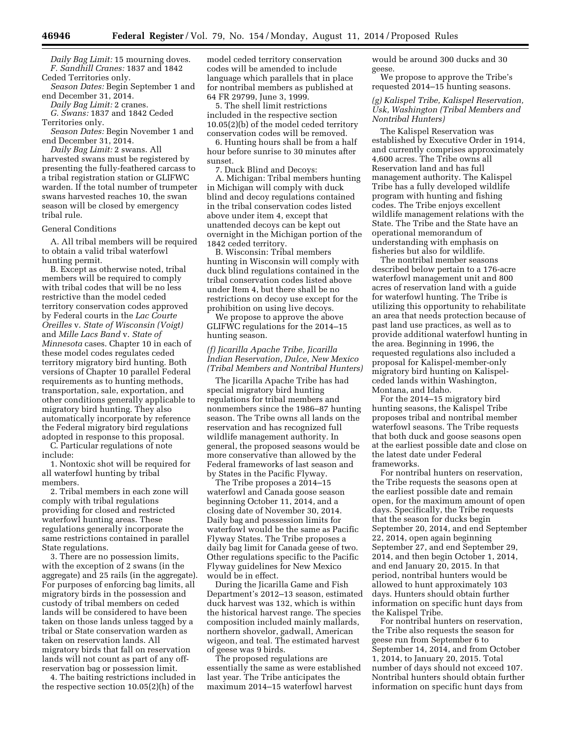*Daily Bag Limit:* 15 mourning doves.

*F. Sandhill Cranes:* 1837 and 1842 Ceded Territories only.

*Season Dates:* Begin September 1 and end December 31, 2014.

*Daily Bag Limit:* 2 cranes.

*G. Swans:* 1837 and 1842 Ceded Territories only.

*Season Dates:* Begin November 1 and end December 31, 2014.

*Daily Bag Limit:* 2 swans. All harvested swans must be registered by presenting the fully-feathered carcass to a tribal registration station or GLIFWC warden. If the total number of trumpeter swans harvested reaches 10, the swan season will be closed by emergency tribal rule.

General Conditions

A. All tribal members will be required to obtain a valid tribal waterfowl hunting permit.

B. Except as otherwise noted, tribal members will be required to comply with tribal codes that will be no less restrictive than the model ceded territory conservation codes approved by Federal courts in the *Lac Courte Oreilles* v. *State of Wisconsin (Voigt)* and *Mille Lacs Band* v. *State of Minnesota* cases. Chapter 10 in each of these model codes regulates ceded territory migratory bird hunting. Both versions of Chapter 10 parallel Federal requirements as to hunting methods, transportation, sale, exportation, and other conditions generally applicable to migratory bird hunting. They also automatically incorporate by reference the Federal migratory bird regulations adopted in response to this proposal.

C. Particular regulations of note include:

1. Nontoxic shot will be required for all waterfowl hunting by tribal members.

2. Tribal members in each zone will comply with tribal regulations providing for closed and restricted waterfowl hunting areas. These regulations generally incorporate the same restrictions contained in parallel State regulations.

3. There are no possession limits, with the exception of 2 swans (in the aggregate) and 25 rails (in the aggregate). For purposes of enforcing bag limits, all migratory birds in the possession and custody of tribal members on ceded lands will be considered to have been taken on those lands unless tagged by a tribal or State conservation warden as taken on reservation lands. All migratory birds that fall on reservation lands will not count as part of any off-reservation bag or possession limit.

4. The baiting restrictions included in the respective section 10.05(2)(h) of the model ceded territory conservation codes will be amended to include language which parallels that in place for nontribal members as published at 64 FR 29799, June 3, 1999.

5. The shell limit restrictions included in the respective section 10.05(2)(b) of the model ceded territory conservation codes will be removed.

6. Hunting hours shall be from a half hour before sunrise to 30 minutes after sunset.

7. Duck Blind and Decoys:

A. Michigan: Tribal members hunting in Michigan will comply with duck blind and decoy regulations contained in the tribal conservation codes listed above under item 4, except that unattended decoys can be kept out overnight in the Michigan portion of the 1842 ceded territory.

B. Wisconsin: Tribal members hunting in Wisconsin will comply with duck blind regulations contained in the tribal conservation codes listed above under Item 4, but there shall be no restrictions on decoy use except for the prohibition on using live decoys.

We propose to approve the above GLIFWC regulations for the 2014–15 hunting season.

### *(f) Jicarilla Apache Tribe, Jicarilla Indian Reservation, Dulce, New Mexico (Tribal Members and Nontribal Hunters)*

The Jicarilla Apache Tribe has had special migratory bird hunting regulations for tribal members and nonmembers since the 1986–87 hunting season. The Tribe owns all lands on the reservation and has recognized full wildlife management authority. In general, the proposed seasons would be more conservative than allowed by the Federal frameworks of last season and by States in the Pacific Flyway.

The Tribe proposes a 2014–15 waterfowl and Canada goose season beginning October 11, 2014, and a closing date of November 30, 2014. Daily bag and possession limits for waterfowl would be the same as Pacific Flyway States. The Tribe proposes a daily bag limit for Canada geese of two. Other regulations specific to the Pacific Flyway guidelines for New Mexico would be in effect.

During the Jicarilla Game and Fish Department's 2012–13 season, estimated duck harvest was 132, which is within the historical harvest range. The species composition included mainly mallards, northern shovelor, gadwall, American wigeon, and teal. The estimated harvest of geese was 9 birds.

The proposed regulations are essentially the same as were established last year. The Tribe anticipates the maximum 2014–15 waterfowl harvest would be around 300 ducks and 30 geese.

We propose to approve the Tribe's requested 2014–15 hunting seasons.

### *(g) Kalispel Tribe, Kalispel Reservation, Usk, Washington (Tribal Members and Nontribal Hunters)*

The Kalispel Reservation was established by Executive Order in 1914, and currently comprises approximately 4,600 acres. The Tribe owns all Reservation land and has full management authority. The Kalispel Tribe has a fully developed wildlife program with hunting and fishing codes. The Tribe enjoys excellent wildlife management relations with the State. The Tribe and the State have an operational memorandum of understanding with emphasis on fisheries but also for wildlife.

The nontribal member seasons described below pertain to a 176-acre waterfowl management unit and 800 acres of reservation land with a guide for waterfowl hunting. The Tribe is utilizing this opportunity to rehabilitate an area that needs protection because of past land use practices, as well as to provide additional waterfowl hunting in the area. Beginning in 1996, the requested regulations also included a proposal for Kalispel-member-only migratory bird hunting on Kalispel-ceded lands within Washington, Montana, and Idaho.

For the 2014–15 migratory bird hunting seasons, the Kalispel Tribe proposes tribal and nontribal member waterfowl seasons. The Tribe requests that both duck and goose seasons open at the earliest possible date and close on the latest date under Federal frameworks.

For nontribal hunters on reservation, the Tribe requests the seasons open at the earliest possible date and remain open, for the maximum amount of open days. Specifically, the Tribe requests that the season for ducks begin September 20, 2014, and end September 22, 2014, open again beginning September 27, and end September 29, 2014, and then begin October 1, 2014, and end January 20, 2015. In that period, nontribal hunters would be allowed to hunt approximately 103 days. Hunters should obtain further information on specific hunt days from the Kalispel Tribe.

For nontribal hunters on reservation, the Tribe also requests the season for geese run from September 6 to September 14, 2014, and from October 1, 2014, to January 20, 2015. Total number of days should not exceed 107. Nontribal hunters should obtain further information on specific hunt days from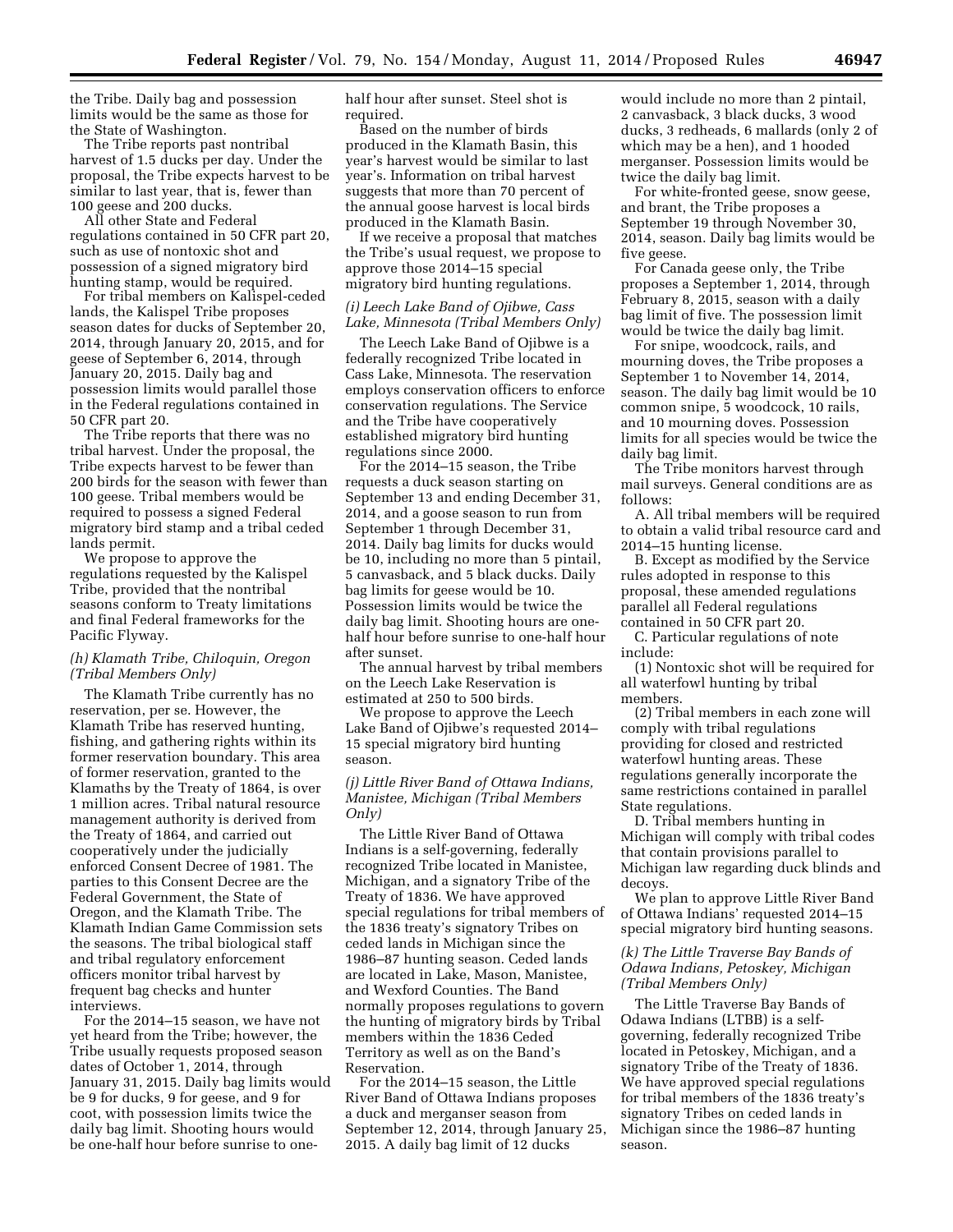the Tribe. Daily bag and possession limits would be the same as those for the State of Washington.

The Tribe reports past nontribal harvest of 1.5 ducks per day. Under the proposal, the Tribe expects harvest to be similar to last year, that is, fewer than 100 geese and 200 ducks.

All other State and Federal regulations contained in 50 CFR part 20, such as use of nontoxic shot and possession of a signed migratory bird hunting stamp, would be required.

For tribal members on Kalispel-ceded lands, the Kalispel Tribe proposes season dates for ducks of September 20, 2014, through January 20, 2015, and for geese of September 6, 2014, through January 20, 2015. Daily bag and possession limits would parallel those in the Federal regulations contained in 50 CFR part 20.

The Tribe reports that there was no tribal harvest. Under the proposal, the Tribe expects harvest to be fewer than 200 birds for the season with fewer than 100 geese. Tribal members would be required to possess a signed Federal migratory bird stamp and a tribal ceded lands permit.

We propose to approve the regulations requested by the Kalispel Tribe, provided that the nontribal seasons conform to Treaty limitations and final Federal frameworks for the Pacific Flyway.

### *(h) Klamath Tribe, Chiloquin, Oregon (Tribal Members Only)*

The Klamath Tribe currently has no reservation, per se. However, the Klamath Tribe has reserved hunting, fishing, and gathering rights within its former reservation boundary. This area of former reservation, granted to the Klamaths by the Treaty of 1864, is over 1 million acres. Tribal natural resource management authority is derived from the Treaty of 1864, and carried out cooperatively under the judicially enforced Consent Decree of 1981. The parties to this Consent Decree are the Federal Government, the State of Oregon, and the Klamath Tribe. The Klamath Indian Game Commission sets the seasons. The tribal biological staff and tribal regulatory enforcement officers monitor tribal harvest by frequent bag checks and hunter interviews.

For the 2014–15 season, we have not yet heard from the Tribe; however, the Tribe usually requests proposed season dates of October 1, 2014, through January 31, 2015. Daily bag limits would be 9 for ducks, 9 for geese, and 9 for coot, with possession limits twice the daily bag limit. Shooting hours would be one-half hour before sunrise to one-half hour after sunset. Steel shot is required.

Based on the number of birds produced in the Klamath Basin, this year's harvest would be similar to last year's. Information on tribal harvest suggests that more than 70 percent of the annual goose harvest is local birds produced in the Klamath Basin.

If we receive a proposal that matches the Tribe's usual request, we propose to approve those 2014–15 special migratory bird hunting regulations.

### *(i) Leech Lake Band of Ojibwe, Cass Lake, Minnesota (Tribal Members Only)*

The Leech Lake Band of Ojibwe is a federally recognized Tribe located in Cass Lake, Minnesota. The reservation employs conservation officers to enforce conservation regulations. The Service and the Tribe have cooperatively established migratory bird hunting regulations since 2000.

For the 2014–15 season, the Tribe requests a duck season starting on September 13 and ending December 31, 2014, and a goose season to run from September 1 through December 31, 2014. Daily bag limits for ducks would be 10, including no more than 5 pintail, 5 canvasback, and 5 black ducks. Daily bag limits for geese would be 10. Possession limits would be twice the daily bag limit. Shooting hours are one-half hour before sunrise to one-half hour after sunset.

The annual harvest by tribal members on the Leech Lake Reservation is estimated at 250 to 500 birds.

We propose to approve the Leech Lake Band of Ojibwe's requested 2014–15 special migratory bird hunting season.

### *(j) Little River Band of Ottawa Indians, Manistee, Michigan (Tribal Members Only)*

The Little River Band of Ottawa Indians is a self-governing, federally recognized Tribe located in Manistee, Michigan, and a signatory Tribe of the Treaty of 1836. We have approved special regulations for tribal members of the 1836 treaty's signatory Tribes on ceded lands in Michigan since the 1986–87 hunting season. Ceded lands are located in Lake, Mason, Manistee, and Wexford Counties. The Band normally proposes regulations to govern the hunting of migratory birds by Tribal members within the 1836 Ceded Territory as well as on the Band's Reservation.

For the 2014–15 season, the Little River Band of Ottawa Indians proposes a duck and merganser season from September 12, 2014, through January 25, 2015. A daily bag limit of 12 ducks would include no more than 2 pintail, 2 canvasback, 3 black ducks, 3 wood ducks, 3 redheads, 6 mallards (only 2 of which may be a hen), and 1 hooded merganser. Possession limits would be twice the daily bag limit.

For white-fronted geese, snow geese, and brant, the Tribe proposes a September 19 through November 30, 2014, season. Daily bag limits would be five geese.

For Canada geese only, the Tribe proposes a September 1, 2014, through February 8, 2015, season with a daily bag limit of five. The possession limit would be twice the daily bag limit.

For snipe, woodcock, rails, and mourning doves, the Tribe proposes a September 1 to November 14, 2014, season. The daily bag limit would be 10 common snipe, 5 woodcock, 10 rails, and 10 mourning doves. Possession limits for all species would be twice the daily bag limit.

The Tribe monitors harvest through mail surveys. General conditions are as follows:

A. All tribal members will be required to obtain a valid tribal resource card and 2014–15 hunting license.

B. Except as modified by the Service rules adopted in response to this proposal, these amended regulations parallel all Federal regulations contained in 50 CFR part 20.

C. Particular regulations of note include:

(1) Nontoxic shot will be required for all waterfowl hunting by tribal members.

(2) Tribal members in each zone will comply with tribal regulations providing for closed and restricted waterfowl hunting areas. These regulations generally incorporate the same restrictions contained in parallel State regulations.

D. Tribal members hunting in Michigan will comply with tribal codes that contain provisions parallel to Michigan law regarding duck blinds and decoys.

We plan to approve Little River Band of Ottawa Indians' requested 2014–15 special migratory bird hunting seasons.

### *(k) The Little Traverse Bay Bands of Odawa Indians, Petoskey, Michigan (Tribal Members Only)*

The Little Traverse Bay Bands of Odawa Indians (LTBB) is a self-governing, federally recognized Tribe located in Petoskey, Michigan, and a signatory Tribe of the Treaty of 1836. We have approved special regulations for tribal members of the 1836 treaty's signatory Tribes on ceded lands in Michigan since the 1986–87 hunting season.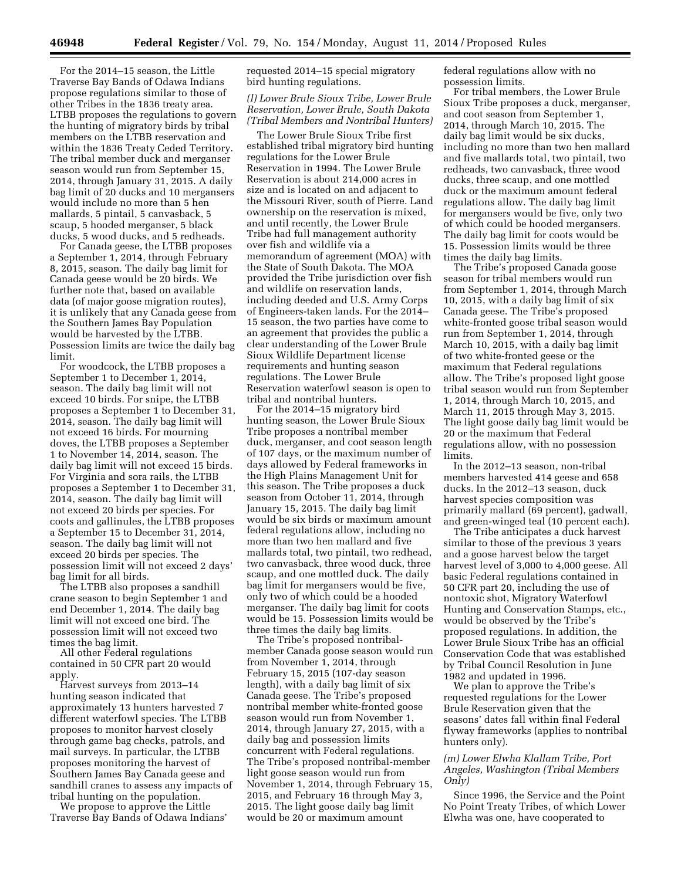For the 2014–15 season, the Little Traverse Bay Bands of Odawa Indians propose regulations similar to those of other Tribes in the 1836 treaty area. LTBB proposes the regulations to govern the hunting of migratory birds by tribal members on the LTBB reservation and within the 1836 Treaty Ceded Territory. The tribal member duck and merganser season would run from September 15, 2014, through January 31, 2015. A daily bag limit of 20 ducks and 10 mergansers would include no more than 5 hen mallards, 5 pintail, 5 canvasback, 5 scaup, 5 hooded merganser, 5 black ducks, 5 wood ducks, and 5 redheads.

For Canada geese, the LTBB proposes a September 1, 2014, through February 8, 2015, season. The daily bag limit for Canada geese would be 20 birds. We further note that, based on available data (of major goose migration routes), it is unlikely that any Canada geese from the Southern James Bay Population would be harvested by the LTBB. Possession limits are twice the daily bag limit.

For woodcock, the LTBB proposes a September 1 to December 1, 2014, season. The daily bag limit will not exceed 10 birds. For snipe, the LTBB proposes a September 1 to December 31, 2014, season. The daily bag limit will not exceed 16 birds. For mourning doves, the LTBB proposes a September 1 to November 14, 2014, season. The daily bag limit will not exceed 15 birds. For Virginia and sora rails, the LTBB proposes a September 1 to December 31, 2014, season. The daily bag limit will not exceed 20 birds per species. For coots and gallinules, the LTBB proposes a September 15 to December 31, 2014, season. The daily bag limit will not exceed 20 birds per species. The possession limit will not exceed 2 days' bag limit for all birds.

The LTBB also proposes a sandhill crane season to begin September 1 and end December 1, 2014. The daily bag limit will not exceed one bird. The possession limit will not exceed two times the bag limit.

All other Federal regulations contained in 50 CFR part 20 would apply.

Harvest surveys from 2013–14 hunting season indicated that approximately 13 hunters harvested 7 different waterfowl species. The LTBB proposes to monitor harvest closely through game bag checks, patrols, and mail surveys. In particular, the LTBB proposes monitoring the harvest of Southern James Bay Canada geese and sandhill cranes to assess any impacts of tribal hunting on the population.

We propose to approve the Little Traverse Bay Bands of Odawa Indians' requested 2014–15 special migratory bird hunting regulations.

*(l) Lower Brule Sioux Tribe, Lower Brule Reservation, Lower Brule, South Dakota (Tribal Members and Nontribal Hunters)*

The Lower Brule Sioux Tribe first established tribal migratory bird hunting regulations for the Lower Brule Reservation in 1994. The Lower Brule Reservation is about 214,000 acres in size and is located on and adjacent to the Missouri River, south of Pierre. Land ownership on the reservation is mixed, and until recently, the Lower Brule Tribe had full management authority over fish and wildlife via a memorandum of agreement (MOA) with the State of South Dakota. The MOA provided the Tribe jurisdiction over fish and wildlife on reservation lands, including deeded and U.S. Army Corps of Engineers-taken lands. For the 2014–15 season, the two parties have come to an agreement that provides the public a clear understanding of the Lower Brule Sioux Wildlife Department license requirements and hunting season regulations. The Lower Brule Reservation waterfowl season is open to tribal and nontribal hunters.

For the 2014–15 migratory bird hunting season, the Lower Brule Sioux Tribe proposes a nontribal member duck, merganser, and coot season length of 107 days, or the maximum number of days allowed by Federal frameworks in the High Plains Management Unit for this season. The Tribe proposes a duck season from October 11, 2014, through January 15, 2015. The daily bag limit would be six birds or maximum amount federal regulations allow, including no more than two hen mallard and five mallards total, two pintail, two redhead, two canvasback, three wood duck, three scaup, and one mottled duck. The daily bag limit for mergansers would be five, only two of which could be a hooded merganser. The daily bag limit for coots would be 15. Possession limits would be three times the daily bag limits.

The Tribe's proposed nontribal-member Canada goose season would run from November 1, 2014, through February 15, 2015 (107-day season length), with a daily bag limit of six Canada geese. The Tribe's proposed nontribal member white-fronted goose season would run from November 1, 2014, through January 27, 2015, with a daily bag and possession limits concurrent with Federal regulations. The Tribe's proposed nontribal-member light goose season would run from November 1, 2014, through February 15, 2015, and February 16 through May 3, 2015. The light goose daily bag limit would be 20 or maximum amount federal regulations allow with no possession limits.

For tribal members, the Lower Brule Sioux Tribe proposes a duck, merganser, and coot season from September 1, 2014, through March 10, 2015. The daily bag limit would be six ducks, including no more than two hen mallard and five mallards total, two pintail, two redheads, two canvasback, three wood ducks, three scaup, and one mottled duck or the maximum amount federal regulations allow. The daily bag limit for mergansers would be five, only two of which could be hooded mergansers. The daily bag limit for coots would be 15. Possession limits would be three times the daily bag limits.

The Tribe's proposed Canada goose season for tribal members would run from September 1, 2014, through March 10, 2015, with a daily bag limit of six Canada geese. The Tribe's proposed white-fronted goose tribal season would run from September 1, 2014, through March 10, 2015, with a daily bag limit of two white-fronted geese or the maximum that Federal regulations allow. The Tribe's proposed light goose tribal season would run from September 1, 2014, through March 10, 2015, and March 11, 2015 through May 3, 2015. The light goose daily bag limit would be 20 or the maximum that Federal regulations allow, with no possession limits.

In the 2012–13 season, non-tribal members harvested 414 geese and 658 ducks. In the 2012–13 season, duck harvest species composition was primarily mallard (69 percent), gadwall, and green-winged teal (10 percent each).

The Tribe anticipates a duck harvest similar to those of the previous 3 years and a goose harvest below the target harvest level of 3,000 to 4,000 geese. All basic Federal regulations contained in 50 CFR part 20, including the use of nontoxic shot, Migratory Waterfowl Hunting and Conservation Stamps, etc., would be observed by the Tribe's proposed regulations. In addition, the Lower Brule Sioux Tribe has an official Conservation Code that was established by Tribal Council Resolution in June 1982 and updated in 1996.

We plan to approve the Tribe's requested regulations for the Lower Brule Reservation given that the seasons' dates fall within final Federal flyway frameworks (applies to nontribal hunters only).

*(m) Lower Elwha Klallam Tribe, Port Angeles, Washington (Tribal Members Only)*

Since 1996, the Service and the Point No Point Treaty Tribes, of which Lower Elwha was one, have cooperated to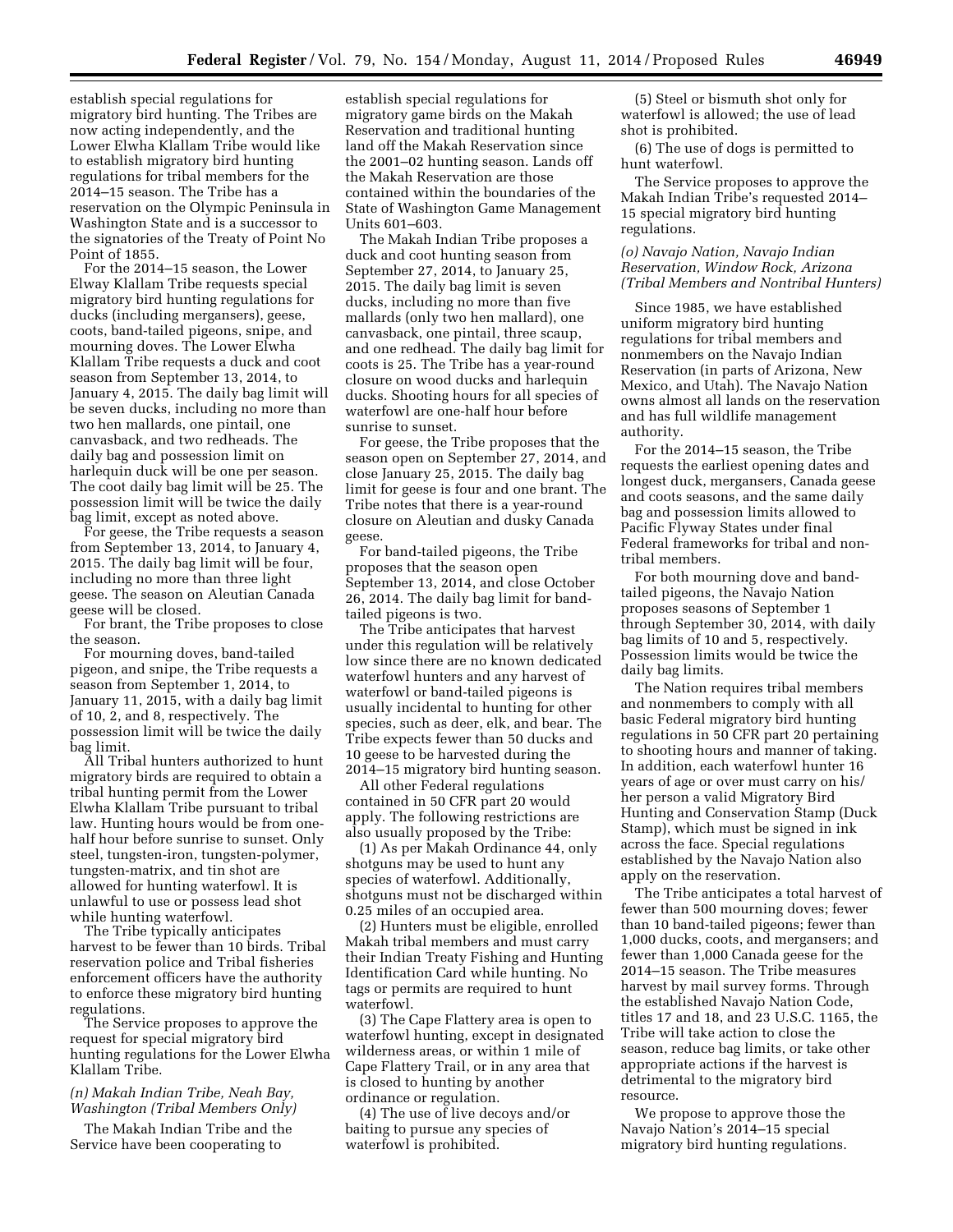establish special regulations for migratory bird hunting. The Tribes are now acting independently, and the Lower Elwha Klallam Tribe would like to establish migratory bird hunting regulations for tribal members for the 2014–15 season. The Tribe has a reservation on the Olympic Peninsula in Washington State and is a successor to the signatories of the Treaty of Point No Point of 1855.

For the 2014–15 season, the Lower Elway Klallam Tribe requests special migratory bird hunting regulations for ducks (including mergansers), geese, coots, band-tailed pigeons, snipe, and mourning doves. The Lower Elwha Klallam Tribe requests a duck and coot season from September 13, 2014, to January 4, 2015. The daily bag limit will be seven ducks, including no more than two hen mallards, one pintail, one canvasback, and two redheads. The daily bag and possession limit on harlequin duck will be one per season. The coot daily bag limit will be 25. The possession limit will be twice the daily bag limit, except as noted above.

For geese, the Tribe requests a season from September 13, 2014, to January 4, 2015. The daily bag limit will be four, including no more than three light geese. The season on Aleutian Canada geese will be closed.

For brant, the Tribe proposes to close the season.

For mourning doves, band-tailed pigeon, and snipe, the Tribe requests a season from September 1, 2014, to January 11, 2015, with a daily bag limit of 10, 2, and 8, respectively. The possession limit will be twice the daily bag limit.

All Tribal hunters authorized to hunt migratory birds are required to obtain a tribal hunting permit from the Lower Elwha Klallam Tribe pursuant to tribal law. Hunting hours would be from one-half hour before sunrise to sunset. Only steel, tungsten-iron, tungsten-polymer, tungsten-matrix, and tin shot are allowed for hunting waterfowl. It is unlawful to use or possess lead shot while hunting waterfowl.

The Tribe typically anticipates harvest to be fewer than 10 birds. Tribal reservation police and Tribal fisheries enforcement officers have the authority to enforce these migratory bird hunting regulations.

The Service proposes to approve the request for special migratory bird hunting regulations for the Lower Elwha Klallam Tribe.

*(n) Makah Indian Tribe, Neah Bay, Washington (Tribal Members Only)*

The Makah Indian Tribe and the Service have been cooperating to establish special regulations for migratory game birds on the Makah Reservation and traditional hunting land off the Makah Reservation since the 2001–02 hunting season. Lands off the Makah Reservation are those contained within the boundaries of the State of Washington Game Management Units 601–603.

The Makah Indian Tribe proposes a duck and coot hunting season from September 27, 2014, to January 25, 2015. The daily bag limit is seven ducks, including no more than five mallards (only two hen mallard), one canvasback, one pintail, three scaup, and one redhead. The daily bag limit for coots is 25. The Tribe has a year-round closure on wood ducks and harlequin ducks. Shooting hours for all species of waterfowl are one-half hour before sunrise to sunset.

For geese, the Tribe proposes that the season open on September 27, 2014, and close January 25, 2015. The daily bag limit for geese is four and one brant. The Tribe notes that there is a year-round closure on Aleutian and dusky Canada geese.

For band-tailed pigeons, the Tribe proposes that the season open September 13, 2014, and close October 26, 2014. The daily bag limit for band-tailed pigeons is two.

The Tribe anticipates that harvest under this regulation will be relatively low since there are no known dedicated waterfowl hunters and any harvest of waterfowl or band-tailed pigeons is usually incidental to hunting for other species, such as deer, elk, and bear. The Tribe expects fewer than 50 ducks and 10 geese to be harvested during the 2014–15 migratory bird hunting season.

All other Federal regulations contained in 50 CFR part 20 would apply. The following restrictions are also usually proposed by the Tribe:

(1) As per Makah Ordinance 44, only shotguns may be used to hunt any species of waterfowl. Additionally, shotguns must not be discharged within 0.25 miles of an occupied area.

(2) Hunters must be eligible, enrolled Makah tribal members and must carry their Indian Treaty Fishing and Hunting Identification Card while hunting. No tags or permits are required to hunt waterfowl.

(3) The Cape Flattery area is open to waterfowl hunting, except in designated wilderness areas, or within 1 mile of Cape Flattery Trail, or in any area that is closed to hunting by another ordinance or regulation.

(4) The use of live decoys and/or baiting to pursue any species of waterfowl is prohibited.

(5) Steel or bismuth shot only for waterfowl is allowed; the use of lead shot is prohibited.

(6) The use of dogs is permitted to hunt waterfowl.

The Service proposes to approve the Makah Indian Tribe's requested 2014–15 special migratory bird hunting regulations.

*(o) Navajo Nation, Navajo Indian Reservation, Window Rock, Arizona (Tribal Members and Nontribal Hunters)*

Since 1985, we have established uniform migratory bird hunting regulations for tribal members and nonmembers on the Navajo Indian Reservation (in parts of Arizona, New Mexico, and Utah). The Navajo Nation owns almost all lands on the reservation and has full wildlife management authority.

For the 2014–15 season, the Tribe requests the earliest opening dates and longest duck, mergansers, Canada geese and coots seasons, and the same daily bag and possession limits allowed to Pacific Flyway States under final Federal frameworks for tribal and non-tribal members.

For both mourning dove and band-tailed pigeons, the Navajo Nation proposes seasons of September 1 through September 30, 2014, with daily bag limits of 10 and 5, respectively. Possession limits would be twice the daily bag limits.

The Nation requires tribal members and nonmembers to comply with all basic Federal migratory bird hunting regulations in 50 CFR part 20 pertaining to shooting hours and manner of taking. In addition, each waterfowl hunter 16 years of age or over must carry on his/her person a valid Migratory Bird Hunting and Conservation Stamp (Duck Stamp), which must be signed in ink across the face. Special regulations established by the Navajo Nation also apply on the reservation.

The Tribe anticipates a total harvest of fewer than 500 mourning doves; fewer than 10 band-tailed pigeons; fewer than 1,000 ducks, coots, and mergansers; and fewer than 1,000 Canada geese for the 2014–15 season. The Tribe measures harvest by mail survey forms. Through the established Navajo Nation Code, titles 17 and 18, and 23 U.S.C. 1165, the Tribe will take action to close the season, reduce bag limits, or take other appropriate actions if the harvest is detrimental to the migratory bird resource.

We propose to approve those the Navajo Nation's 2014–15 special migratory bird hunting regulations.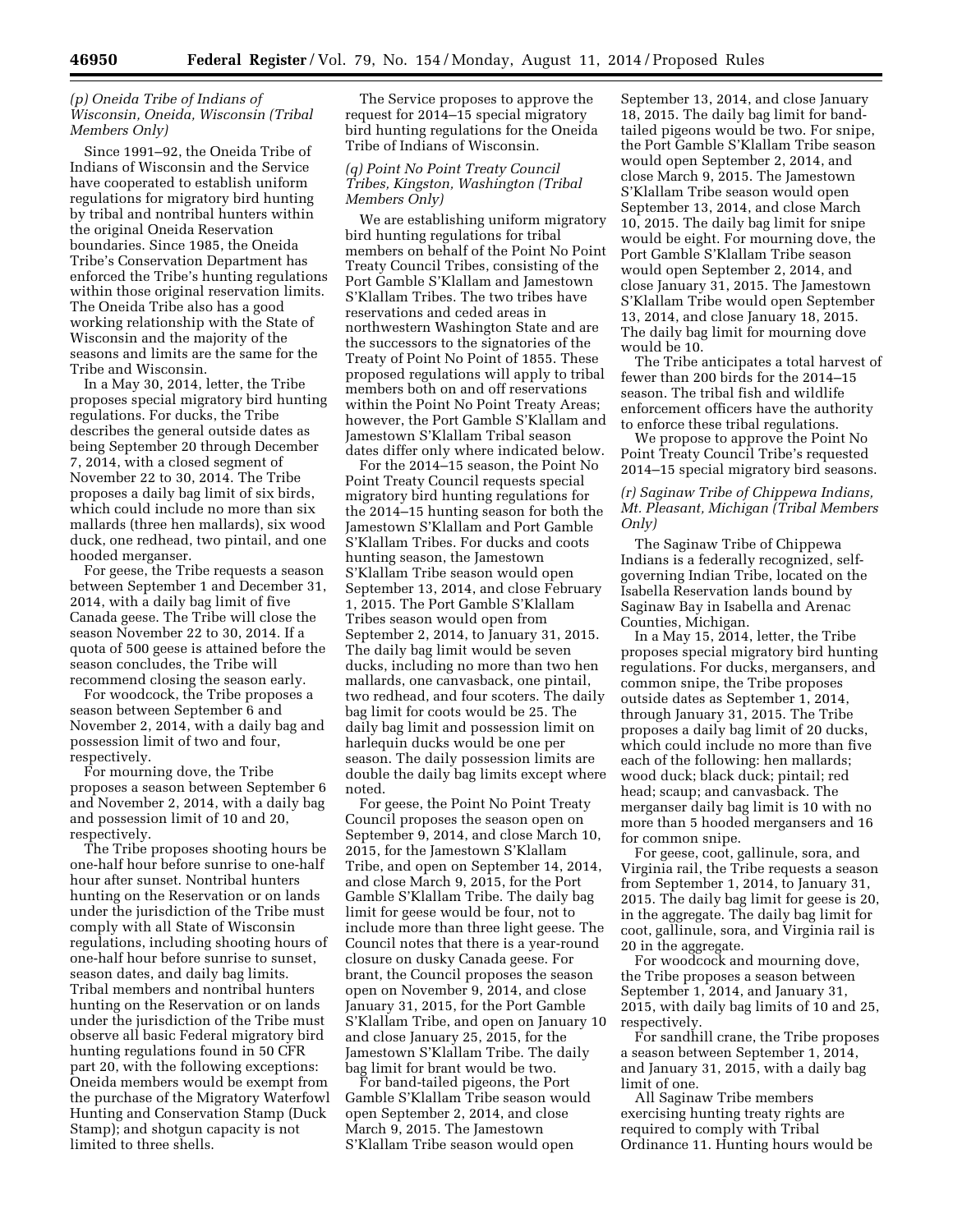### *(p) Oneida Tribe of Indians of Wisconsin, Oneida, Wisconsin (Tribal Members Only)*

Since 1991–92, the Oneida Tribe of Indians of Wisconsin and the Service have cooperated to establish uniform regulations for migratory bird hunting by tribal and nontribal hunters within the original Oneida Reservation boundaries. Since 1985, the Oneida Tribe's Conservation Department has enforced the Tribe's hunting regulations within those original reservation limits. The Oneida Tribe also has a good working relationship with the State of Wisconsin and the majority of the seasons and limits are the same for the Tribe and Wisconsin.

In a May 30, 2014, letter, the Tribe proposes special migratory bird hunting regulations. For ducks, the Tribe describes the general outside dates as being September 20 through December 7, 2014, with a closed segment of November 22 to 30, 2014. The Tribe proposes a daily bag limit of six birds, which could include no more than six mallards (three hen mallards), six wood duck, one redhead, two pintail, and one hooded merganser.

For geese, the Tribe requests a season between September 1 and December 31, 2014, with a daily bag limit of five Canada geese. The Tribe will close the season November 22 to 30, 2014. If a quota of 500 geese is attained before the season concludes, the Tribe will recommend closing the season early.

For woodcock, the Tribe proposes a season between September 6 and November 2, 2014, with a daily bag and possession limit of two and four, respectively.

For mourning dove, the Tribe proposes a season between September 6 and November 2, 2014, with a daily bag and possession limit of 10 and 20, respectively.

The Tribe proposes shooting hours be one-half hour before sunrise to one-half hour after sunset. Nontribal hunters hunting on the Reservation or on lands under the jurisdiction of the Tribe must comply with all State of Wisconsin regulations, including shooting hours of one-half hour before sunrise to sunset, season dates, and daily bag limits. Tribal members and nontribal hunters hunting on the Reservation or on lands under the jurisdiction of the Tribe must observe all basic Federal migratory bird hunting regulations found in 50 CFR part 20, with the following exceptions: Oneida members would be exempt from the purchase of the Migratory Waterfowl Hunting and Conservation Stamp (Duck Stamp); and shotgun capacity is not limited to three shells.

The Service proposes to approve the request for 2014–15 special migratory bird hunting regulations for the Oneida Tribe of Indians of Wisconsin.

### *(q) Point No Point Treaty Council Tribes, Kingston, Washington (Tribal Members Only)*

We are establishing uniform migratory bird hunting regulations for tribal members on behalf of the Point No Point Treaty Council Tribes, consisting of the Port Gamble S'Klallam and Jamestown S'Klallam Tribes. The two tribes have reservations and ceded areas in northwestern Washington State and are the successors to the signatories of the Treaty of Point No Point of 1855. These proposed regulations will apply to tribal members both on and off reservations within the Point No Point Treaty Areas; however, the Port Gamble S'Klallam and Jamestown S'Klallam Tribal season dates differ only where indicated below.

For the 2014–15 season, the Point No Point Treaty Council requests special migratory bird hunting regulations for the 2014–15 hunting season for both the Jamestown S'Klallam and Port Gamble S'Klallam Tribes. For ducks and coots hunting season, the Jamestown S'Klallam Tribe season would open September 13, 2014, and close February 1, 2015. The Port Gamble S'Klallam Tribes season would open from September 2, 2014, to January 31, 2015. The daily bag limit would be seven ducks, including no more than two hen mallards, one canvasback, one pintail, two redhead, and four scoters. The daily bag limit for coots would be 25. The daily bag limit and possession limit on harlequin ducks would be one per season. The daily possession limits are double the daily bag limits except where noted.

For geese, the Point No Point Treaty Council proposes the season open on September 9, 2014, and close March 10, 2015, for the Jamestown S'Klallam Tribe, and open on September 14, 2014, and close March 9, 2015, for the Port Gamble S'Klallam Tribe. The daily bag limit for geese would be four, not to include more than three light geese. The Council notes that there is a year-round closure on dusky Canada geese. For brant, the Council proposes the season open on November 9, 2014, and close January 31, 2015, for the Port Gamble S'Klallam Tribe, and open on January 10 and close January 25, 2015, for the Jamestown S'Klallam Tribe. The daily bag limit for brant would be two.

For band-tailed pigeons, the Port Gamble S'Klallam Tribe season would open September 2, 2014, and close March 9, 2015. The Jamestown S'Klallam Tribe season would open September 13, 2014, and close January 18, 2015. The daily bag limit for band-tailed pigeons would be two. For snipe, the Port Gamble S'Klallam Tribe season would open September 2, 2014, and close March 9, 2015. The Jamestown S'Klallam Tribe season would open September 13, 2014, and close March 10, 2015. The daily bag limit for snipe would be eight. For mourning dove, the Port Gamble S'Klallam Tribe season would open September 2, 2014, and close January 31, 2015. The Jamestown S'Klallam Tribe would open September 13, 2014, and close January 18, 2015. The daily bag limit for mourning dove would be 10.

The Tribe anticipates a total harvest of fewer than 200 birds for the 2014–15 season. The tribal fish and wildlife enforcement officers have the authority to enforce these tribal regulations.

We propose to approve the Point No Point Treaty Council Tribe's requested 2014–15 special migratory bird seasons.

### *(r) Saginaw Tribe of Chippewa Indians, Mt. Pleasant, Michigan (Tribal Members Only)*

The Saginaw Tribe of Chippewa Indians is a federally recognized, self-governing Indian Tribe, located on the Isabella Reservation lands bound by Saginaw Bay in Isabella and Arenac Counties, Michigan.

In a May 15, 2014, letter, the Tribe proposes special migratory bird hunting regulations. For ducks, mergansers, and common snipe, the Tribe proposes outside dates as September 1, 2014, through January 31, 2015. The Tribe proposes a daily bag limit of 20 ducks, which could include no more than five each of the following: hen mallards; wood duck; black duck; pintail; red head; scaup; and canvasback. The merganser daily bag limit is 10 with no more than 5 hooded mergansers and 16 for common snipe.

For geese, coot, gallinule, sora, and Virginia rail, the Tribe requests a season from September 1, 2014, to January 31, 2015. The daily bag limit for geese is 20, in the aggregate. The daily bag limit for coot, gallinule, sora, and Virginia rail is 20 in the aggregate.

For woodcock and mourning dove, the Tribe proposes a season between September 1, 2014, and January 31, 2015, with daily bag limits of 10 and 25, respectively.

For sandhill crane, the Tribe proposes a season between September 1, 2014, and January 31, 2015, with a daily bag limit of one.

All Saginaw Tribe members exercising hunting treaty rights are required to comply with Tribal Ordinance 11. Hunting hours would be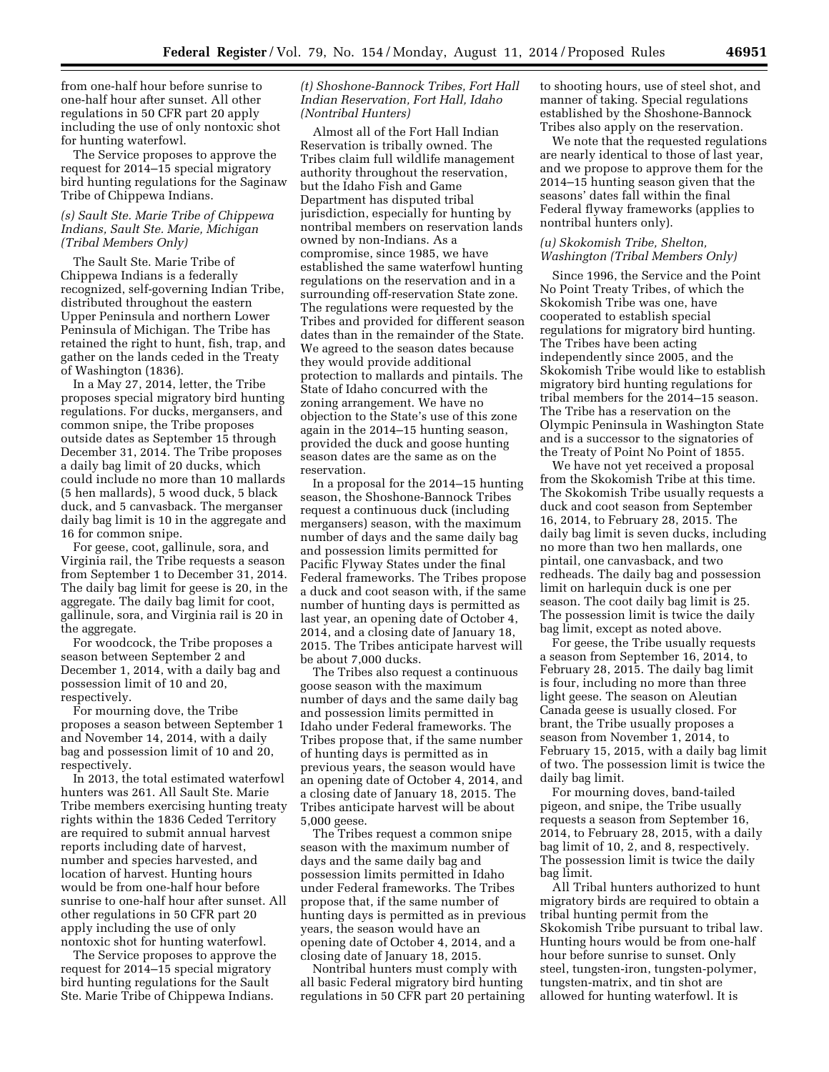from one-half hour before sunrise to one-half hour after sunset. All other regulations in 50 CFR part 20 apply including the use of only nontoxic shot for hunting waterfowl.

The Service proposes to approve the request for 2014–15 special migratory bird hunting regulations for the Saginaw Tribe of Chippewa Indians.

### *(s) Sault Ste. Marie Tribe of Chippewa Indians, Sault Ste. Marie, Michigan (Tribal Members Only)*

The Sault Ste. Marie Tribe of Chippewa Indians is a federally recognized, self-governing Indian Tribe, distributed throughout the eastern Upper Peninsula and northern Lower Peninsula of Michigan. The Tribe has retained the right to hunt, fish, trap, and gather on the lands ceded in the Treaty of Washington (1836).

In a May 27, 2014, letter, the Tribe proposes special migratory bird hunting regulations. For ducks, mergansers, and common snipe, the Tribe proposes outside dates as September 15 through December 31, 2014. The Tribe proposes a daily bag limit of 20 ducks, which could include no more than 10 mallards (5 hen mallards), 5 wood duck, 5 black duck, and 5 canvasback. The merganser daily bag limit is 10 in the aggregate and 16 for common snipe.

For geese, coot, gallinule, sora, and Virginia rail, the Tribe requests a season from September 1 to December 31, 2014. The daily bag limit for geese is 20, in the aggregate. The daily bag limit for coot, gallinule, sora, and Virginia rail is 20 in the aggregate.

For woodcock, the Tribe proposes a season between September 2 and December 1, 2014, with a daily bag and possession limit of 10 and 20, respectively.

For mourning dove, the Tribe proposes a season between September 1 and November 14, 2014, with a daily bag and possession limit of 10 and 20, respectively.

In 2013, the total estimated waterfowl hunters was 261. All Sault Ste. Marie Tribe members exercising hunting treaty rights within the 1836 Ceded Territory are required to submit annual harvest reports including date of harvest, number and species harvested, and location of harvest. Hunting hours would be from one-half hour before sunrise to one-half hour after sunset. All other regulations in 50 CFR part 20 apply including the use of only nontoxic shot for hunting waterfowl.

The Service proposes to approve the request for 2014–15 special migratory bird hunting regulations for the Sault Ste. Marie Tribe of Chippewa Indians.

### *(t) Shoshone-Bannock Tribes, Fort Hall Indian Reservation, Fort Hall, Idaho (Nontribal Hunters)*

Almost all of the Fort Hall Indian Reservation is tribally owned. The Tribes claim full wildlife management authority throughout the reservation, but the Idaho Fish and Game Department has disputed tribal jurisdiction, especially for hunting by nontribal members on reservation lands owned by non-Indians. As a compromise, since 1985, we have established the same waterfowl hunting regulations on the reservation and in a surrounding off-reservation State zone. The regulations were requested by the Tribes and provided for different season dates than in the remainder of the State. We agreed to the season dates because they would provide additional protection to mallards and pintails. The State of Idaho concurred with the zoning arrangement. We have no objection to the State's use of this zone again in the 2014–15 hunting season, provided the duck and goose hunting season dates are the same as on the reservation.

In a proposal for the 2014–15 hunting season, the Shoshone-Bannock Tribes request a continuous duck (including mergansers) season, with the maximum number of days and the same daily bag and possession limits permitted for Pacific Flyway States under the final Federal frameworks. The Tribes propose a duck and coot season with, if the same number of hunting days is permitted as last year, an opening date of October 4, 2014, and a closing date of January 18, 2015. The Tribes anticipate harvest will be about 7,000 ducks.

The Tribes also request a continuous goose season with the maximum number of days and the same daily bag and possession limits permitted in Idaho under Federal frameworks. The Tribes propose that, if the same number of hunting days is permitted as in previous years, the season would have an opening date of October 4, 2014, and a closing date of January 18, 2015. The Tribes anticipate harvest will be about 5,000 geese.

The Tribes request a common snipe season with the maximum number of days and the same daily bag and possession limits permitted in Idaho under Federal frameworks. The Tribes propose that, if the same number of hunting days is permitted as in previous years, the season would have an opening date of October 4, 2014, and a closing date of January 18, 2015.

Nontribal hunters must comply with all basic Federal migratory bird hunting regulations in 50 CFR part 20 pertaining to shooting hours, use of steel shot, and manner of taking. Special regulations established by the Shoshone-Bannock Tribes also apply on the reservation.

We note that the requested regulations are nearly identical to those of last year, and we propose to approve them for the 2014–15 hunting season given that the seasons' dates fall within the final Federal flyway frameworks (applies to nontribal hunters only).

### *(u) Skokomish Tribe, Shelton, Washington (Tribal Members Only)*

Since 1996, the Service and the Point No Point Treaty Tribes, of which the Skokomish Tribe was one, have cooperated to establish special regulations for migratory bird hunting. The Tribes have been acting independently since 2005, and the Skokomish Tribe would like to establish migratory bird hunting regulations for tribal members for the 2014–15 season. The Tribe has a reservation on the Olympic Peninsula in Washington State and is a successor to the signatories of the Treaty of Point No Point of 1855.

We have not yet received a proposal from the Skokomish Tribe at this time. The Skokomish Tribe usually requests a duck and coot season from September 16, 2014, to February 28, 2015. The daily bag limit is seven ducks, including no more than two hen mallards, one pintail, one canvasback, and two redheads. The daily bag and possession limit on harlequin duck is one per season. The coot daily bag limit is 25. The possession limit is twice the daily bag limit, except as noted above.

For geese, the Tribe usually requests a season from September 16, 2014, to February 28, 2015. The daily bag limit is four, including no more than three light geese. The season on Aleutian Canada geese is usually closed. For brant, the Tribe usually proposes a season from November 1, 2014, to February 15, 2015, with a daily bag limit of two. The possession limit is twice the daily bag limit.

For mourning doves, band-tailed pigeon, and snipe, the Tribe usually requests a season from September 16, 2014, to February 28, 2015, with a daily bag limit of 10, 2, and 8, respectively. The possession limit is twice the daily bag limit.

All Tribal hunters authorized to hunt migratory birds are required to obtain a tribal hunting permit from the Skokomish Tribe pursuant to tribal law. Hunting hours would be from one-half hour before sunrise to sunset. Only steel, tungsten-iron, tungsten-polymer, tungsten-matrix, and tin shot are allowed for hunting waterfowl. It is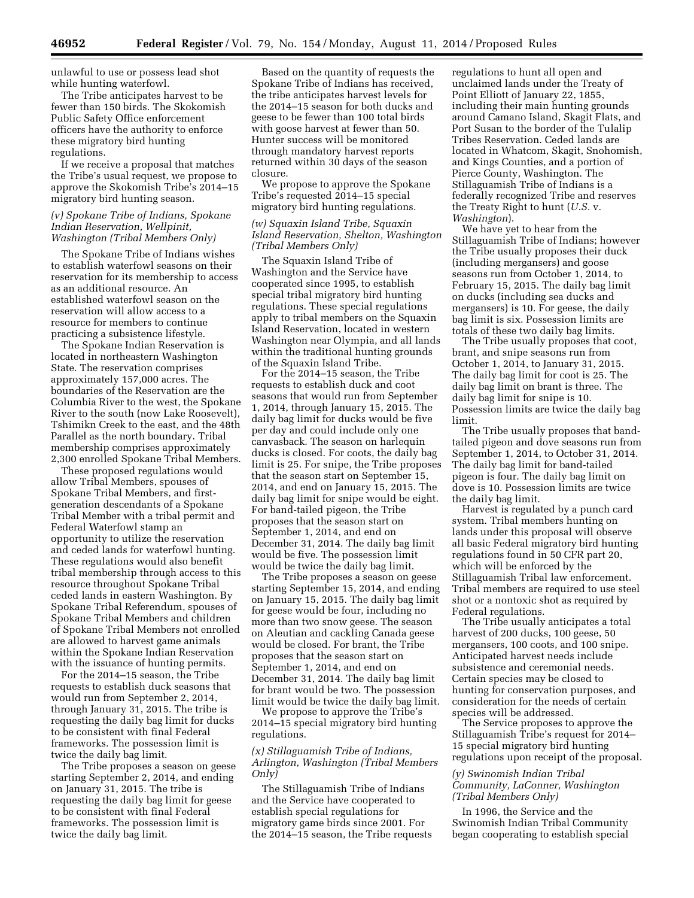unlawful to use or possess lead shot while hunting waterfowl.

The Tribe anticipates harvest to be fewer than 150 birds. The Skokomish Public Safety Office enforcement officers have the authority to enforce these migratory bird hunting regulations.

If we receive a proposal that matches the Tribe's usual request, we propose to approve the Skokomish Tribe's 2014–15 migratory bird hunting season.

### *(v) Spokane Tribe of Indians, Spokane Indian Reservation, Wellpinit, Washington (Tribal Members Only)*

The Spokane Tribe of Indians wishes to establish waterfowl seasons on their reservation for its membership to access as an additional resource. An established waterfowl season on the reservation will allow access to a resource for members to continue practicing a subsistence lifestyle.

The Spokane Indian Reservation is located in northeastern Washington State. The reservation comprises approximately 157,000 acres. The boundaries of the Reservation are the Columbia River to the west, the Spokane River to the south (now Lake Roosevelt), Tshimikn Creek to the east, and the 48th Parallel as the north boundary. Tribal membership comprises approximately 2,300 enrolled Spokane Tribal Members.

These proposed regulations would allow Tribal Members, spouses of Spokane Tribal Members, and first-generation descendants of a Spokane Tribal Member with a tribal permit and Federal Waterfowl stamp an opportunity to utilize the reservation and ceded lands for waterfowl hunting. These regulations would also benefit tribal membership through access to this resource throughout Spokane Tribal ceded lands in eastern Washington. By Spokane Tribal Referendum, spouses of Spokane Tribal Members and children of Spokane Tribal Members not enrolled are allowed to harvest game animals within the Spokane Indian Reservation with the issuance of hunting permits.

For the 2014–15 season, the Tribe requests to establish duck seasons that would run from September 2, 2014, through January 31, 2015. The tribe is requesting the daily bag limit for ducks to be consistent with final Federal frameworks. The possession limit is twice the daily bag limit.

The Tribe proposes a season on geese starting September 2, 2014, and ending on January 31, 2015. The tribe is requesting the daily bag limit for geese to be consistent with final Federal frameworks. The possession limit is twice the daily bag limit.

Based on the quantity of requests the Spokane Tribe of Indians has received, the tribe anticipates harvest levels for the 2014–15 season for both ducks and geese to be fewer than 100 total birds with goose harvest at fewer than 50. Hunter success will be monitored through mandatory harvest reports returned within 30 days of the season closure.

We propose to approve the Spokane Tribe's requested 2014–15 special migratory bird hunting regulations.

### *(w) Squaxin Island Tribe, Squaxin Island Reservation, Shelton, Washington (Tribal Members Only)*

The Squaxin Island Tribe of Washington and the Service have cooperated since 1995, to establish special tribal migratory bird hunting regulations. These special regulations apply to tribal members on the Squaxin Island Reservation, located in western Washington near Olympia, and all lands within the traditional hunting grounds of the Squaxin Island Tribe.

For the 2014–15 season, the Tribe requests to establish duck and coot seasons that would run from September 1, 2014, through January 15, 2015. The daily bag limit for ducks would be five per day and could include only one canvasback. The season on harlequin ducks is closed. For coots, the daily bag limit is 25. For snipe, the Tribe proposes that the season start on September 15, 2014, and end on January 15, 2015. The daily bag limit for snipe would be eight. For band-tailed pigeon, the Tribe proposes that the season start on September 1, 2014, and end on December 31, 2014. The daily bag limit would be five. The possession limit would be twice the daily bag limit.

The Tribe proposes a season on geese starting September 15, 2014, and ending on January 15, 2015. The daily bag limit for geese would be four, including no more than two snow geese. The season on Aleutian and cackling Canada geese would be closed. For brant, the Tribe proposes that the season start on September 1, 2014, and end on December 31, 2014. The daily bag limit for brant would be two. The possession limit would be twice the daily bag limit.

We propose to approve the Tribe's 2014–15 special migratory bird hunting regulations.

### *(x) Stillaguamish Tribe of Indians, Arlington, Washington (Tribal Members Only)*

The Stillaguamish Tribe of Indians and the Service have cooperated to establish special regulations for migratory game birds since 2001. For the 2014–15 season, the Tribe requests regulations to hunt all open and unclaimed lands under the Treaty of Point Elliott of January 22, 1855, including their main hunting grounds around Camano Island, Skagit Flats, and Port Susan to the border of the Tulalip Tribes Reservation. Ceded lands are located in Whatcom, Skagit, Snohomish, and Kings Counties, and a portion of Pierce County, Washington. The Stillaguamish Tribe of Indians is a federally recognized Tribe and reserves the Treaty Right to hunt (*U.S.* v. *Washington*).

We have yet to hear from the Stillaguamish Tribe of Indians; however the Tribe usually proposes their duck (including mergansers) and goose seasons run from October 1, 2014, to February 15, 2015. The daily bag limit on ducks (including sea ducks and mergansers) is 10. For geese, the daily bag limit is six. Possession limits are totals of these two daily bag limits.

The Tribe usually proposes that coot, brant, and snipe seasons run from October 1, 2014, to January 31, 2015. The daily bag limit for coot is 25. The daily bag limit on brant is three. The daily bag limit for snipe is 10. Possession limits are twice the daily bag limit.

The Tribe usually proposes that band-tailed pigeon and dove seasons run from September 1, 2014, to October 31, 2014. The daily bag limit for band-tailed pigeon is four. The daily bag limit on dove is 10. Possession limits are twice the daily bag limit.

Harvest is regulated by a punch card system. Tribal members hunting on lands under this proposal will observe all basic Federal migratory bird hunting regulations found in 50 CFR part 20, which will be enforced by the Stillaguamish Tribal law enforcement. Tribal members are required to use steel shot or a nontoxic shot as required by Federal regulations.

The Tribe usually anticipates a total harvest of 200 ducks, 100 geese, 50 mergansers, 100 coots, and 100 snipe. Anticipated harvest needs include subsistence and ceremonial needs. Certain species may be closed to hunting for conservation purposes, and consideration for the needs of certain species will be addressed.

The Service proposes to approve the Stillaguamish Tribe's request for 2014–15 special migratory bird hunting regulations upon receipt of the proposal.

### *(y) Swinomish Indian Tribal Community, LaConner, Washington (Tribal Members Only)*

In 1996, the Service and the Swinomish Indian Tribal Community began cooperating to establish special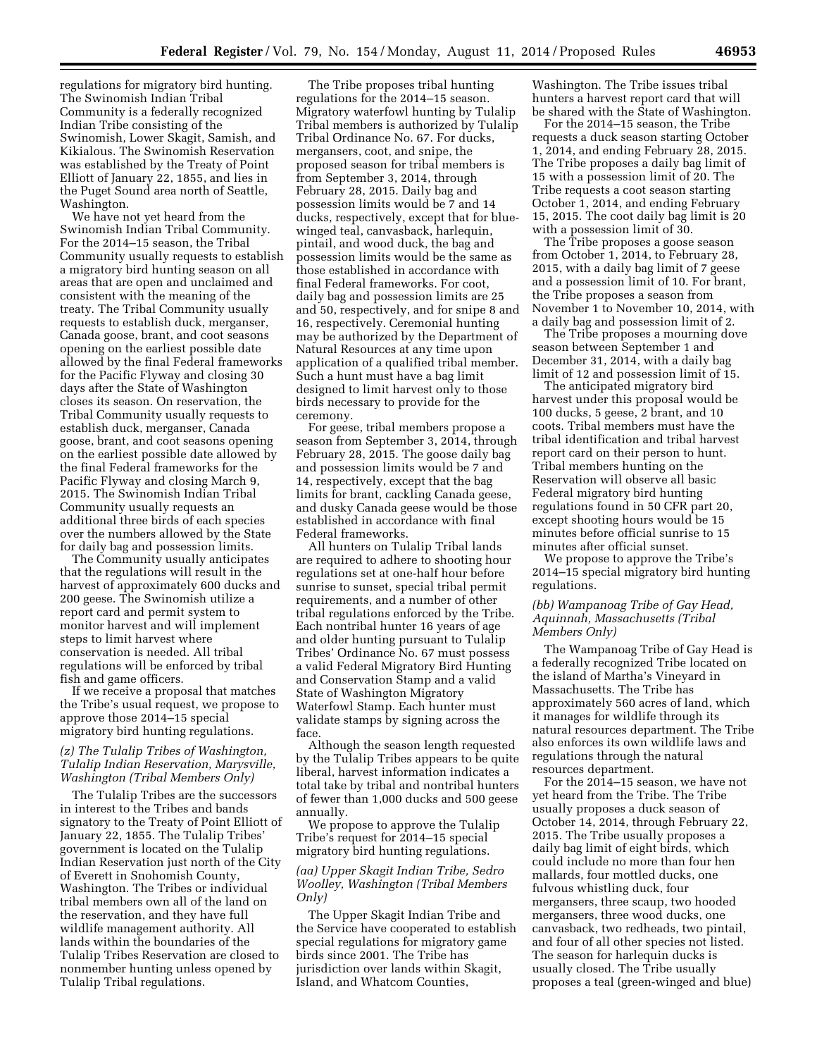regulations for migratory bird hunting. The Swinomish Indian Tribal Community is a federally recognized Indian Tribe consisting of the Swinomish, Lower Skagit, Samish, and Kikialous. The Swinomish Reservation was established by the Treaty of Point Elliott of January 22, 1855, and lies in the Puget Sound area north of Seattle, Washington.

We have not yet heard from the Swinomish Indian Tribal Community. For the 2014–15 season, the Tribal Community usually requests to establish a migratory bird hunting season on all areas that are open and unclaimed and consistent with the meaning of the treaty. The Tribal Community usually requests to establish duck, merganser, Canada goose, brant, and coot seasons opening on the earliest possible date allowed by the final Federal frameworks for the Pacific Flyway and closing 30 days after the State of Washington closes its season. On reservation, the Tribal Community usually requests to establish duck, merganser, Canada goose, brant, and coot seasons opening on the earliest possible date allowed by the final Federal frameworks for the Pacific Flyway and closing March 9, 2015. The Swinomish Indian Tribal Community usually requests an additional three birds of each species over the numbers allowed by the State for daily bag and possession limits.

The Community usually anticipates that the regulations will result in the harvest of approximately 600 ducks and 200 geese. The Swinomish utilize a report card and permit system to monitor harvest and will implement steps to limit harvest where conservation is needed. All tribal regulations will be enforced by tribal fish and game officers.

If we receive a proposal that matches the Tribe's usual request, we propose to approve those 2014–15 special migratory bird hunting regulations.

*(z) The Tulalip Tribes of Washington, Tulalip Indian Reservation, Marysville, Washington (Tribal Members Only)*

The Tulalip Tribes are the successors in interest to the Tribes and bands signatory to the Treaty of Point Elliott of January 22, 1855. The Tulalip Tribes' government is located on the Tulalip Indian Reservation just north of the City of Everett in Snohomish County, Washington. The Tribes or individual tribal members own all of the land on the reservation, and they have full wildlife management authority. All lands within the boundaries of the Tulalip Tribes Reservation are closed to nonmember hunting unless opened by Tulalip Tribal regulations.

The Tribe proposes tribal hunting regulations for the 2014–15 season. Migratory waterfowl hunting by Tulalip Tribal members is authorized by Tulalip Tribal Ordinance No. 67. For ducks, mergansers, coot, and snipe, the proposed season for tribal members is from September 3, 2014, through February 28, 2015. Daily bag and possession limits would be 7 and 14 ducks, respectively, except that for blue-winged teal, canvasback, harlequin, pintail, and wood duck, the bag and possession limits would be the same as those established in accordance with final Federal frameworks. For coot, daily bag and possession limits are 25 and 50, respectively, and for snipe 8 and 16, respectively. Ceremonial hunting may be authorized by the Department of Natural Resources at any time upon application of a qualified tribal member. Such a hunt must have a bag limit designed to limit harvest only to those birds necessary to provide for the ceremony.

For geese, tribal members propose a season from September 3, 2014, through February 28, 2015. The goose daily bag and possession limits would be 7 and 14, respectively, except that the bag limits for brant, cackling Canada geese, and dusky Canada geese would be those established in accordance with final Federal frameworks.

All hunters on Tulalip Tribal lands are required to adhere to shooting hour regulations set at one-half hour before sunrise to sunset, special tribal permit requirements, and a number of other tribal regulations enforced by the Tribe. Each nontribal hunter 16 years of age and older hunting pursuant to Tulalip Tribes' Ordinance No. 67 must possess a valid Federal Migratory Bird Hunting and Conservation Stamp and a valid State of Washington Migratory Waterfowl Stamp. Each hunter must validate stamps by signing across the face.

Although the season length requested by the Tulalip Tribes appears to be quite liberal, harvest information indicates a total take by tribal and nontribal hunters of fewer than 1,000 ducks and 500 geese annually.

We propose to approve the Tulalip Tribe's request for 2014–15 special migratory bird hunting regulations.

*(aa) Upper Skagit Indian Tribe, Sedro Woolley, Washington (Tribal Members Only)*

The Upper Skagit Indian Tribe and the Service have cooperated to establish special regulations for migratory game birds since 2001. The Tribe has jurisdiction over lands within Skagit, Island, and Whatcom Counties, Washington. The Tribe issues tribal hunters a harvest report card that will be shared with the State of Washington.

For the 2014–15 season, the Tribe requests a duck season starting October 1, 2014, and ending February 28, 2015. The Tribe proposes a daily bag limit of 15 with a possession limit of 20. The Tribe requests a coot season starting October 1, 2014, and ending February 15, 2015. The coot daily bag limit is 20 with a possession limit of 30.

The Tribe proposes a goose season from October 1, 2014, to February 28, 2015, with a daily bag limit of 7 geese and a possession limit of 10. For brant, the Tribe proposes a season from November 1 to November 10, 2014, with a daily bag and possession limit of 2.

The Tribe proposes a mourning dove season between September 1 and December 31, 2014, with a daily bag limit of 12 and possession limit of 15.

The anticipated migratory bird harvest under this proposal would be 100 ducks, 5 geese, 2 brant, and 10 coots. Tribal members must have the tribal identification and tribal harvest report card on their person to hunt. Tribal members hunting on the Reservation will observe all basic Federal migratory bird hunting regulations found in 50 CFR part 20, except shooting hours would be 15 minutes before official sunrise to 15 minutes after official sunset.

We propose to approve the Tribe's 2014–15 special migratory bird hunting regulations.

*(bb) Wampanoag Tribe of Gay Head, Aquinnah, Massachusetts (Tribal Members Only)*

The Wampanoag Tribe of Gay Head is a federally recognized Tribe located on the island of Martha's Vineyard in Massachusetts. The Tribe has approximately 560 acres of land, which it manages for wildlife through its natural resources department. The Tribe also enforces its own wildlife laws and regulations through the natural resources department.

For the 2014–15 season, we have not yet heard from the Tribe. The Tribe usually proposes a duck season of October 14, 2014, through February 22, 2015. The Tribe usually proposes a daily bag limit of eight birds, which could include no more than four hen mallards, four mottled ducks, one fulvous whistling duck, four mergansers, three scaup, two hooded mergansers, three wood ducks, one canvasback, two redheads, two pintail, and four of all other species not listed. The season for harlequin ducks is usually closed. The Tribe usually proposes a teal (green-winged and blue)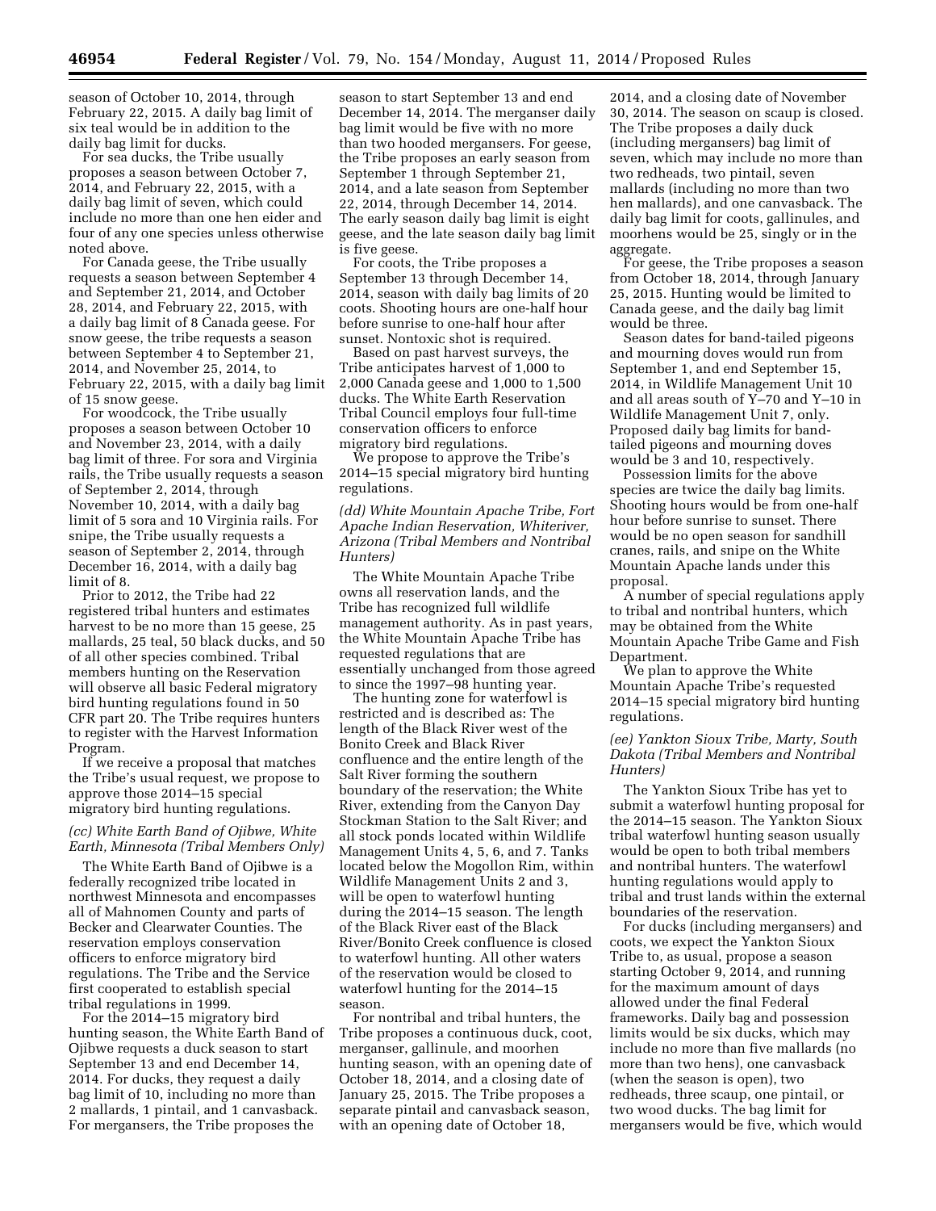season of October 10, 2014, through February 22, 2015. A daily bag limit of six teal would be in addition to the daily bag limit for ducks.

For sea ducks, the Tribe usually proposes a season between October 7, 2014, and February 22, 2015, with a daily bag limit of seven, which could include no more than one hen eider and four of any one species unless otherwise noted above.

For Canada geese, the Tribe usually requests a season between September 4 and September 21, 2014, and October 28, 2014, and February 22, 2015, with a daily bag limit of 8 Canada geese. For snow geese, the tribe requests a season between September 4 to September 21, 2014, and November 25, 2014, to February 22, 2015, with a daily bag limit of 15 snow geese.

For woodcock, the Tribe usually proposes a season between October 10 and November 23, 2014, with a daily bag limit of three. For sora and Virginia rails, the Tribe usually requests a season of September 2, 2014, through November 10, 2014, with a daily bag limit of 5 sora and 10 Virginia rails. For snipe, the Tribe usually requests a season of September 2, 2014, through December 16, 2014, with a daily bag limit of 8.

Prior to 2012, the Tribe had 22 registered tribal hunters and estimates harvest to be no more than 15 geese, 25 mallards, 25 teal, 50 black ducks, and 50 of all other species combined. Tribal members hunting on the Reservation will observe all basic Federal migratory bird hunting regulations found in 50 CFR part 20. The Tribe requires hunters to register with the Harvest Information Program.

If we receive a proposal that matches the Tribe's usual request, we propose to approve those 2014–15 special migratory bird hunting regulations.

*(cc) White Earth Band of Ojibwe, White Earth, Minnesota (Tribal Members Only)*

The White Earth Band of Ojibwe is a federally recognized tribe located in northwest Minnesota and encompasses all of Mahnomen County and parts of Becker and Clearwater Counties. The reservation employs conservation officers to enforce migratory bird regulations. The Tribe and the Service first cooperated to establish special tribal regulations in 1999.

For the 2014–15 migratory bird hunting season, the White Earth Band of Ojibwe requests a duck season to start September 13 and end December 14, 2014. For ducks, they request a daily bag limit of 10, including no more than 2 mallards, 1 pintail, and 1 canvasback. For mergansers, the Tribe proposes the season to start September 13 and end December 14, 2014. The merganser daily bag limit would be five with no more than two hooded mergansers. For geese, the Tribe proposes an early season from September 1 through September 21, 2014, and a late season from September 22, 2014, through December 14, 2014. The early season daily bag limit is eight geese, and the late season daily bag limit is five geese.

For coots, the Tribe proposes a September 13 through December 14, 2014, season with daily bag limits of 20 coots. Shooting hours are one-half hour before sunrise to one-half hour after sunset. Nontoxic shot is required.

Based on past harvest surveys, the Tribe anticipates harvest of 1,000 to 2,000 Canada geese and 1,000 to 1,500 ducks. The White Earth Reservation Tribal Council employs four full-time conservation officers to enforce migratory bird regulations.

We propose to approve the Tribe's 2014–15 special migratory bird hunting regulations.

*(dd) White Mountain Apache Tribe, Fort Apache Indian Reservation, Whiteriver, Arizona (Tribal Members and Nontribal Hunters)*

The White Mountain Apache Tribe owns all reservation lands, and the Tribe has recognized full wildlife management authority. As in past years, the White Mountain Apache Tribe has requested regulations that are essentially unchanged from those agreed to since the 1997–98 hunting year.

The hunting zone for waterfowl is restricted and is described as: The length of the Black River west of the Bonito Creek and Black River confluence and the entire length of the Salt River forming the southern boundary of the reservation; the White River, extending from the Canyon Day Stockman Station to the Salt River; and all stock ponds located within Wildlife Management Units 4, 5, 6, and 7. Tanks located below the Mogollon Rim, within Wildlife Management Units 2 and 3, will be open to waterfowl hunting during the 2014–15 season. The length of the Black River east of the Black River/Bonito Creek confluence is closed to waterfowl hunting. All other waters of the reservation would be closed to waterfowl hunting for the 2014–15 season.

For nontribal and tribal hunters, the Tribe proposes a continuous duck, coot, merganser, gallinule, and moorhen hunting season, with an opening date of October 18, 2014, and a closing date of January 25, 2015. The Tribe proposes a separate pintail and canvasback season, with an opening date of October 18, 2014, and a closing date of November 30, 2014. The season on scaup is closed. The Tribe proposes a daily duck (including mergansers) bag limit of seven, which may include no more than two redheads, two pintail, seven mallards (including no more than two hen mallards), and one canvasback. The daily bag limit for coots, gallinules, and moorhens would be 25, singly or in the aggregate.

For geese, the Tribe proposes a season from October 18, 2014, through January 25, 2015. Hunting would be limited to Canada geese, and the daily bag limit would be three.

Season dates for band-tailed pigeons and mourning doves would run from September 1, and end September 15, 2014, in Wildlife Management Unit 10 and all areas south of Y–70 and Y–10 in Wildlife Management Unit 7, only. Proposed daily bag limits for band-tailed pigeons and mourning doves would be 3 and 10, respectively.

Possession limits for the above species are twice the daily bag limits. Shooting hours would be from one-half hour before sunrise to sunset. There would be no open season for sandhill cranes, rails, and snipe on the White Mountain Apache lands under this proposal.

A number of special regulations apply to tribal and nontribal hunters, which may be obtained from the White Mountain Apache Tribe Game and Fish Department.

We plan to approve the White Mountain Apache Tribe's requested 2014–15 special migratory bird hunting regulations.

*(ee) Yankton Sioux Tribe, Marty, South Dakota (Tribal Members and Nontribal Hunters)*

The Yankton Sioux Tribe has yet to submit a waterfowl hunting proposal for the 2014–15 season. The Yankton Sioux tribal waterfowl hunting season usually would be open to both tribal members and nontribal hunters. The waterfowl hunting regulations would apply to tribal and trust lands within the external boundaries of the reservation.

For ducks (including mergansers) and coots, we expect the Yankton Sioux Tribe to, as usual, propose a season starting October 9, 2014, and running for the maximum amount of days allowed under the final Federal frameworks. Daily bag and possession limits would be six ducks, which may include no more than five mallards (no more than two hens), one canvasback (when the season is open), two redheads, three scaup, one pintail, or two wood ducks. The bag limit for mergansers would be five, which would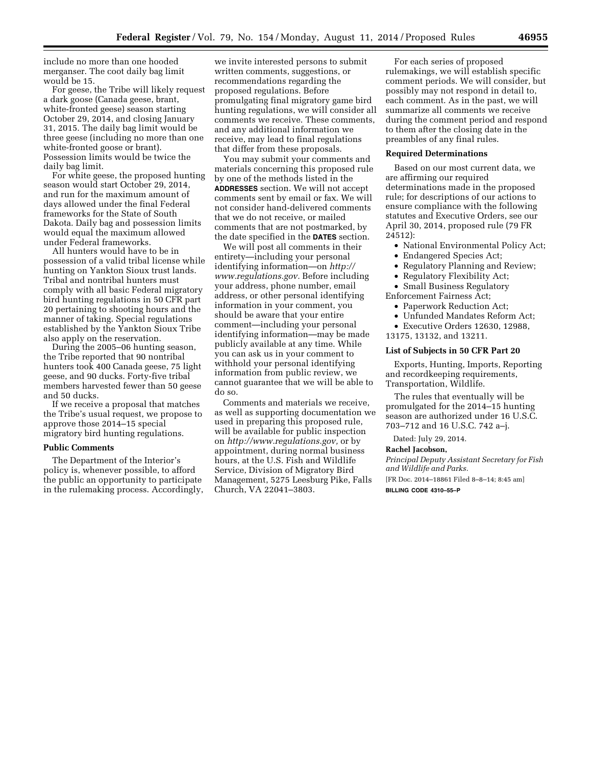include no more than one hooded merganser. The coot daily bag limit would be 15.

For geese, the Tribe will likely request a dark goose (Canada geese, brant, white-fronted geese) season starting October 29, 2014, and closing January 31, 2015. The daily bag limit would be three geese (including no more than one white-fronted goose or brant). Possession limits would be twice the daily bag limit.

For white geese, the proposed hunting season would start October 29, 2014, and run for the maximum amount of days allowed under the final Federal frameworks for the State of South Dakota. Daily bag and possession limits would equal the maximum allowed under Federal frameworks.

All hunters would have to be in possession of a valid tribal license while hunting on Yankton Sioux trust lands. Tribal and nontribal hunters must comply with all basic Federal migratory bird hunting regulations in 50 CFR part 20 pertaining to shooting hours and the manner of taking. Special regulations established by the Yankton Sioux Tribe also apply on the reservation.

During the 2005–06 hunting season, the Tribe reported that 90 nontribal hunters took 400 Canada geese, 75 light geese, and 90 ducks. Forty-five tribal members harvested fewer than 50 geese and 50 ducks.

If we receive a proposal that matches the Tribe's usual request, we propose to approve those 2014–15 special migratory bird hunting regulations.

**Public Comments**

The Department of the Interior's policy is, whenever possible, to afford the public an opportunity to participate in the rulemaking process. Accordingly, we invite interested persons to submit written comments, suggestions, or recommendations regarding the proposed regulations. Before promulgating final migratory game bird hunting regulations, we will consider all comments we receive. These comments, and any additional information we receive, may lead to final regulations that differ from these proposals.

You may submit your comments and materials concerning this proposed rule by one of the methods listed in the **ADDRESSES** section. We will not accept comments sent by email or fax. We will not consider hand-delivered comments that we do not receive, or mailed comments that are not postmarked, by the date specified in the **DATES** section.

We will post all comments in their entirety—including your personal identifying information—on *http://www.regulations.gov.* Before including your address, phone number, email address, or other personal identifying information in your comment, you should be aware that your entire comment—including your personal identifying information—may be made publicly available at any time. While you can ask us in your comment to withhold your personal identifying information from public review, we cannot guarantee that we will be able to do so.

Comments and materials we receive, as well as supporting documentation we used in preparing this proposed rule, will be available for public inspection on *http://www.regulations.gov,* or by appointment, during normal business hours, at the U.S. Fish and Wildlife Service, Division of Migratory Bird Management, 5275 Leesburg Pike, Falls Church, VA 22041–3803.

For each series of proposed rulemakings, we will establish specific comment periods. We will consider, but possibly may not respond in detail to, each comment. As in the past, we will summarize all comments we receive during the comment period and respond to them after the closing date in the preambles of any final rules.

**Required Determinations**

Based on our most current data, we are affirming our required determinations made in the proposed rule; for descriptions of our actions to ensure compliance with the following statutes and Executive Orders, see our April 30, 2014, proposed rule (79 FR 24512):

- National Environmental Policy Act;
- Endangered Species Act;
- Regulatory Planning and Review;
- Regulatory Flexibility Act;
- Small Business Regulatory Enforcement Fairness Act;
- Paperwork Reduction Act;
- Unfunded Mandates Reform Act;
- Executive Orders 12630, 12988, 13175, 13132, and 13211.

**List of Subjects in 50 CFR Part 20**

Exports, Hunting, Imports, Reporting and recordkeeping requirements, Transportation, Wildlife.

The rules that eventually will be promulgated for the 2014–15 hunting season are authorized under 16 U.S.C. 703–712 and 16 U.S.C. 742 a–j.

Dated: July 29, 2014.

**Rachel Jacobson,**

*Principal Deputy Assistant Secretary for Fish and Wildlife and Parks.*

[FR Doc. 2014–18861 Filed 8–8–14; 8:45 am]

**BILLING CODE 4310–55–P**